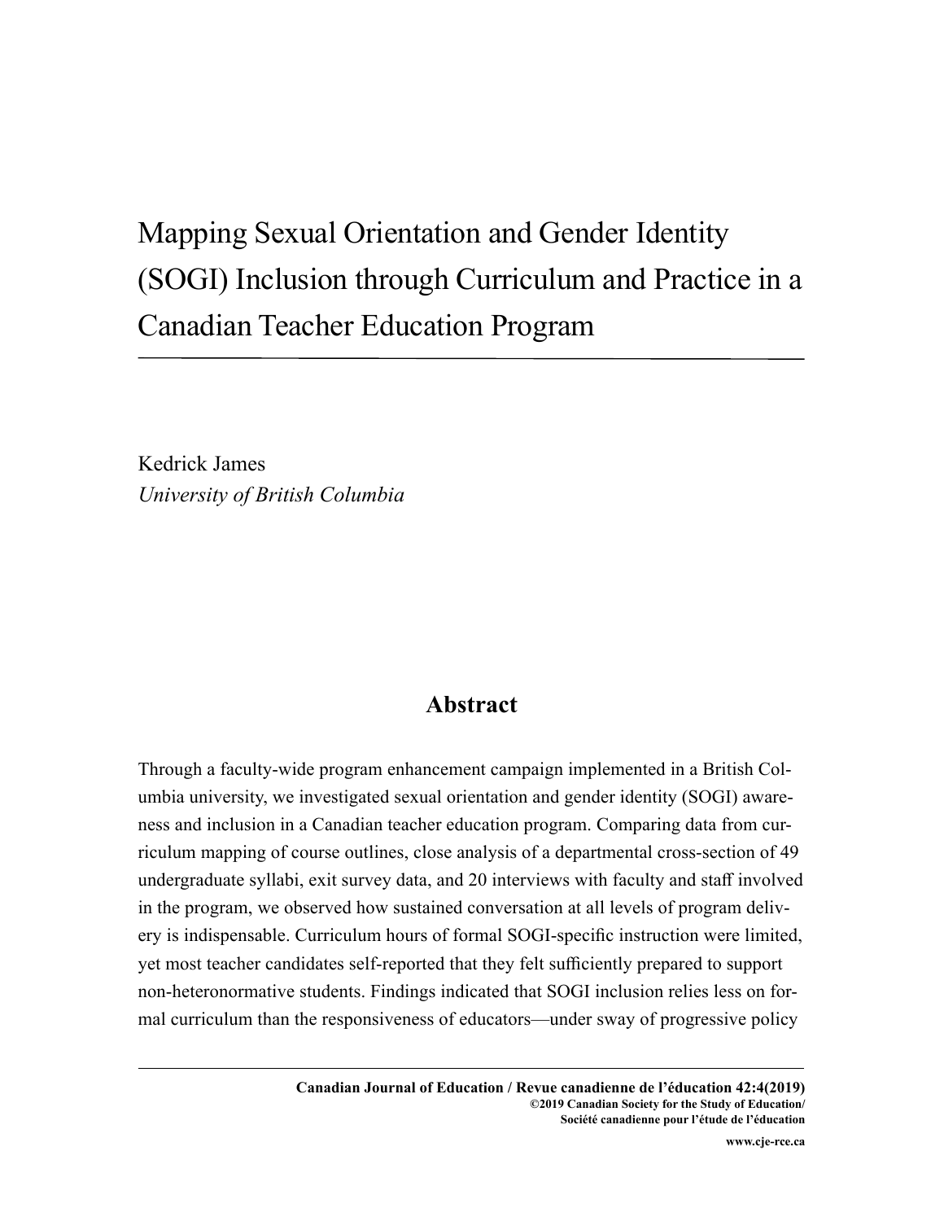# Mapping Sexual Orientation and Gender Identity (SOGI) Inclusion through Curriculum and Practice in a Canadian Teacher Education Program

Kedrick James
*University of British Columbia*

## Abstract

Through a faculty-wide program enhancement campaign implemented in a British Columbia university, we investigated sexual orientation and gender identity (SOGI) awareness and inclusion in a Canadian teacher education program. Comparing data from curriculum mapping of course outlines, close analysis of a departmental cross-section of 49 undergraduate syllabi, exit survey data, and 20 interviews with faculty and staff involved in the program, we observed how sustained conversation at all levels of program delivery is indispensable. Curriculum hours of formal SOGI-specific instruction were limited, yet most teacher candidates self-reported that they felt sufficiently prepared to support non-heteronormative students. Findings indicated that SOGI inclusion relies less on formal curriculum than the responsiveness of educators—under sway of progressive policy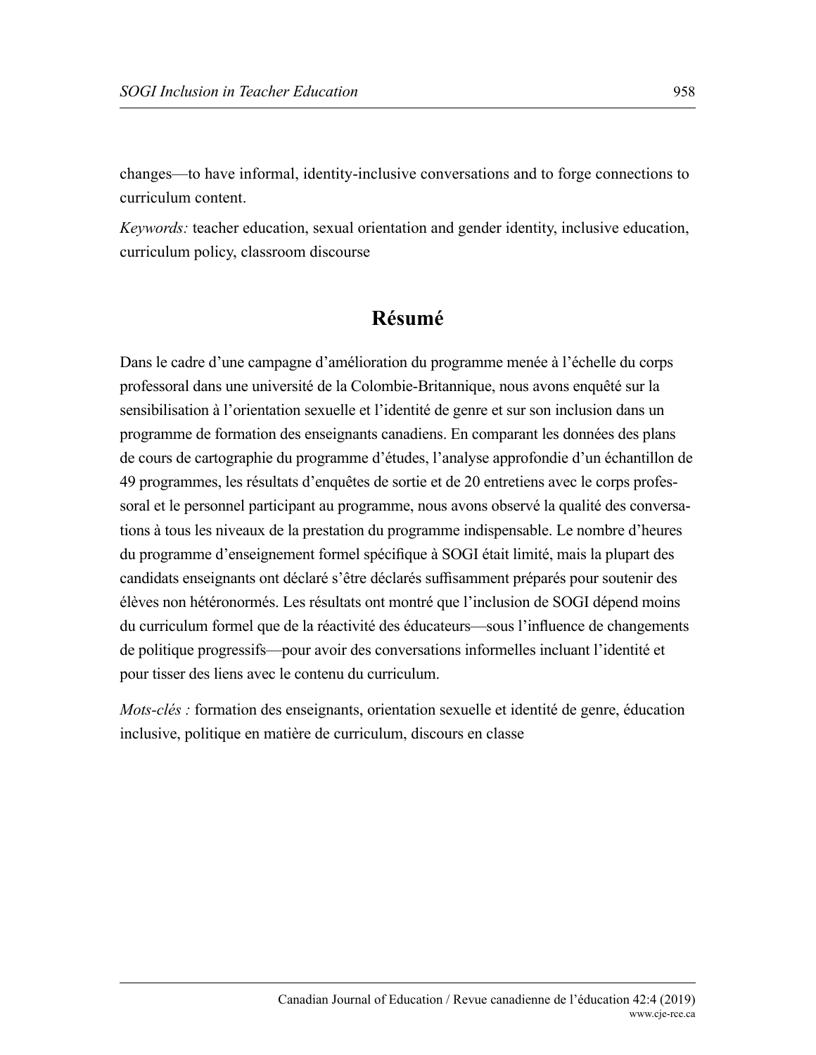changes—to have informal, identity-inclusive conversations and to forge connections to curriculum content.

*Keywords:* teacher education, sexual orientation and gender identity, inclusive education, curriculum policy, classroom discourse

## Résumé

Dans le cadre d'une campagne d'amélioration du programme menée à l'échelle du corps professoral dans une université de la Colombie-Britannique, nous avons enquêté sur la sensibilisation à l'orientation sexuelle et l'identité de genre et sur son inclusion dans un programme de formation des enseignants canadiens. En comparant les données des plans de cours de cartographie du programme d'études, l'analyse approfondie d'un échantillon de 49 programmes, les résultats d'enquêtes de sortie et de 20 entretiens avec le corps professoral et le personnel participant au programme, nous avons observé la qualité des conversations à tous les niveaux de la prestation du programme indispensable. Le nombre d'heures du programme d'enseignement formel spécifique à SOGI était limité, mais la plupart des candidats enseignants ont déclaré s'être déclarés suffisamment préparés pour soutenir des élèves non hétéronormés. Les résultats ont montré que l'inclusion de SOGI dépend moins du curriculum formel que de la réactivité des éducateurs—sous l'influence de changements de politique progressifs—pour avoir des conversations informelles incluant l'identité et pour tisser des liens avec le contenu du curriculum.

*Mots-clés :* formation des enseignants, orientation sexuelle et identité de genre, éducation inclusive, politique en matière de curriculum, discours en classe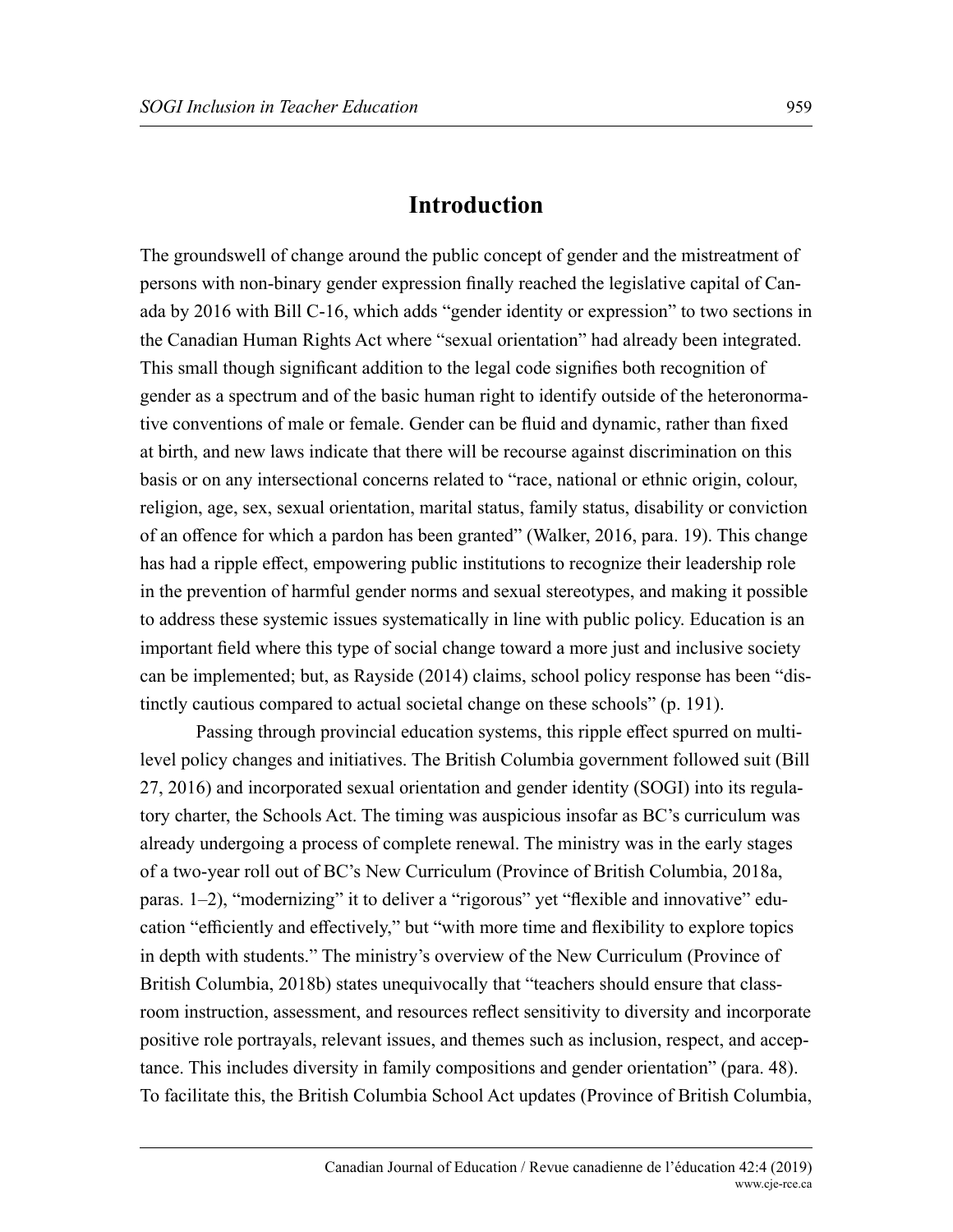## Introduction

The groundswell of change around the public concept of gender and the mistreatment of persons with non-binary gender expression finally reached the legislative capital of Canada by 2016 with Bill C-16, which adds "gender identity or expression" to two sections in the Canadian Human Rights Act where "sexual orientation" had already been integrated. This small though significant addition to the legal code signifies both recognition of gender as a spectrum and of the basic human right to identify outside of the heteronormative conventions of male or female. Gender can be fluid and dynamic, rather than fixed at birth, and new laws indicate that there will be recourse against discrimination on this basis or on any intersectional concerns related to "race, national or ethnic origin, colour, religion, age, sex, sexual orientation, marital status, family status, disability or conviction of an offence for which a pardon has been granted" (Walker, 2016, para. 19). This change has had a ripple effect, empowering public institutions to recognize their leadership role in the prevention of harmful gender norms and sexual stereotypes, and making it possible to address these systemic issues systematically in line with public policy. Education is an important field where this type of social change toward a more just and inclusive society can be implemented; but, as Rayside (2014) claims, school policy response has been "distinctly cautious compared to actual societal change on these schools" (p. 191).

Passing through provincial education systems, this ripple effect spurred on multi-level policy changes and initiatives. The British Columbia government followed suit (Bill 27, 2016) and incorporated sexual orientation and gender identity (SOGI) into its regulatory charter, the Schools Act. The timing was auspicious insofar as BC's curriculum was already undergoing a process of complete renewal. The ministry was in the early stages of a two-year roll out of BC's New Curriculum (Province of British Columbia, 2018a, paras. 1–2), "modernizing" it to deliver a "rigorous" yet "flexible and innovative" education "efficiently and effectively," but "with more time and flexibility to explore topics in depth with students." The ministry's overview of the New Curriculum (Province of British Columbia, 2018b) states unequivocally that "teachers should ensure that classroom instruction, assessment, and resources reflect sensitivity to diversity and incorporate positive role portrayals, relevant issues, and themes such as inclusion, respect, and acceptance. This includes diversity in family compositions and gender orientation" (para. 48). To facilitate this, the British Columbia School Act updates (Province of British Columbia,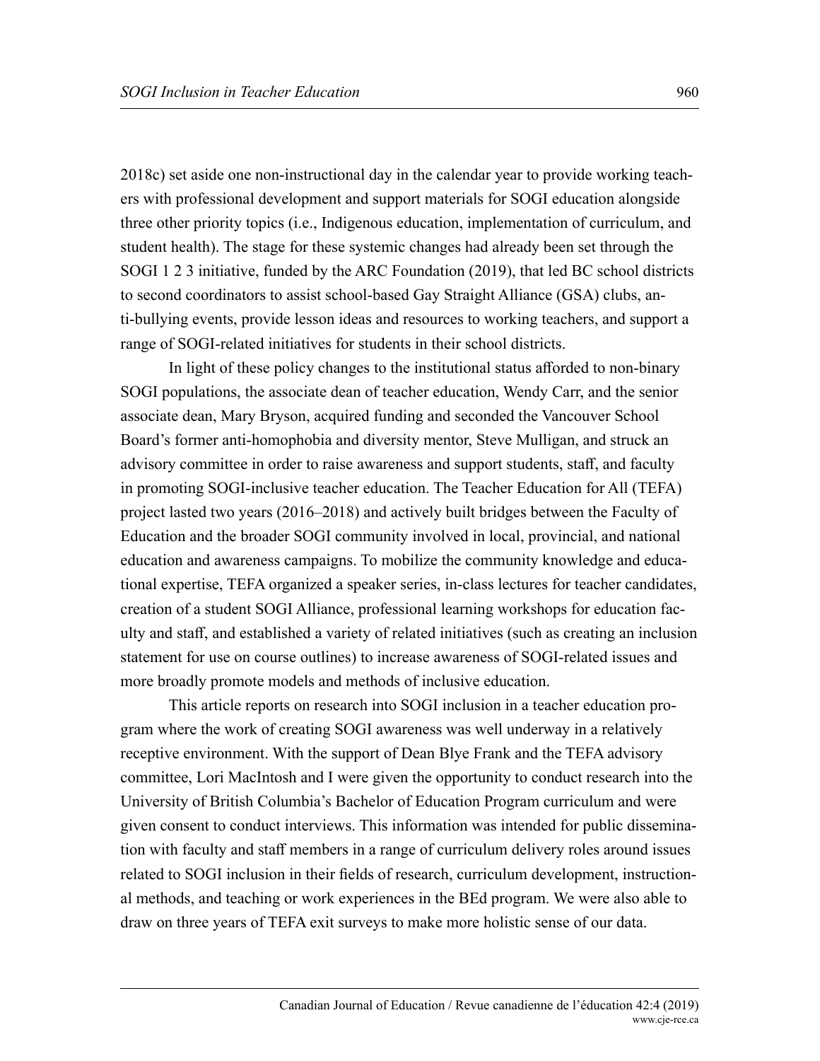2018c) set aside one non-instructional day in the calendar year to provide working teachers with professional development and support materials for SOGI education alongside three other priority topics (i.e., Indigenous education, implementation of curriculum, and student health). The stage for these systemic changes had already been set through the SOGI 1 2 3 initiative, funded by the ARC Foundation (2019), that led BC school districts to second coordinators to assist school-based Gay Straight Alliance (GSA) clubs, anti-bullying events, provide lesson ideas and resources to working teachers, and support a range of SOGI-related initiatives for students in their school districts.

In light of these policy changes to the institutional status afforded to non-binary SOGI populations, the associate dean of teacher education, Wendy Carr, and the senior associate dean, Mary Bryson, acquired funding and seconded the Vancouver School Board's former anti-homophobia and diversity mentor, Steve Mulligan, and struck an advisory committee in order to raise awareness and support students, staff, and faculty in promoting SOGI-inclusive teacher education. The Teacher Education for All (TEFA) project lasted two years (2016–2018) and actively built bridges between the Faculty of Education and the broader SOGI community involved in local, provincial, and national education and awareness campaigns. To mobilize the community knowledge and educational expertise, TEFA organized a speaker series, in-class lectures for teacher candidates, creation of a student SOGI Alliance, professional learning workshops for education faculty and staff, and established a variety of related initiatives (such as creating an inclusion statement for use on course outlines) to increase awareness of SOGI-related issues and more broadly promote models and methods of inclusive education.

This article reports on research into SOGI inclusion in a teacher education program where the work of creating SOGI awareness was well underway in a relatively receptive environment. With the support of Dean Blye Frank and the TEFA advisory committee, Lori MacIntosh and I were given the opportunity to conduct research into the University of British Columbia's Bachelor of Education Program curriculum and were given consent to conduct interviews. This information was intended for public dissemination with faculty and staff members in a range of curriculum delivery roles around issues related to SOGI inclusion in their fields of research, curriculum development, instructional methods, and teaching or work experiences in the BEd program. We were also able to draw on three years of TEFA exit surveys to make more holistic sense of our data.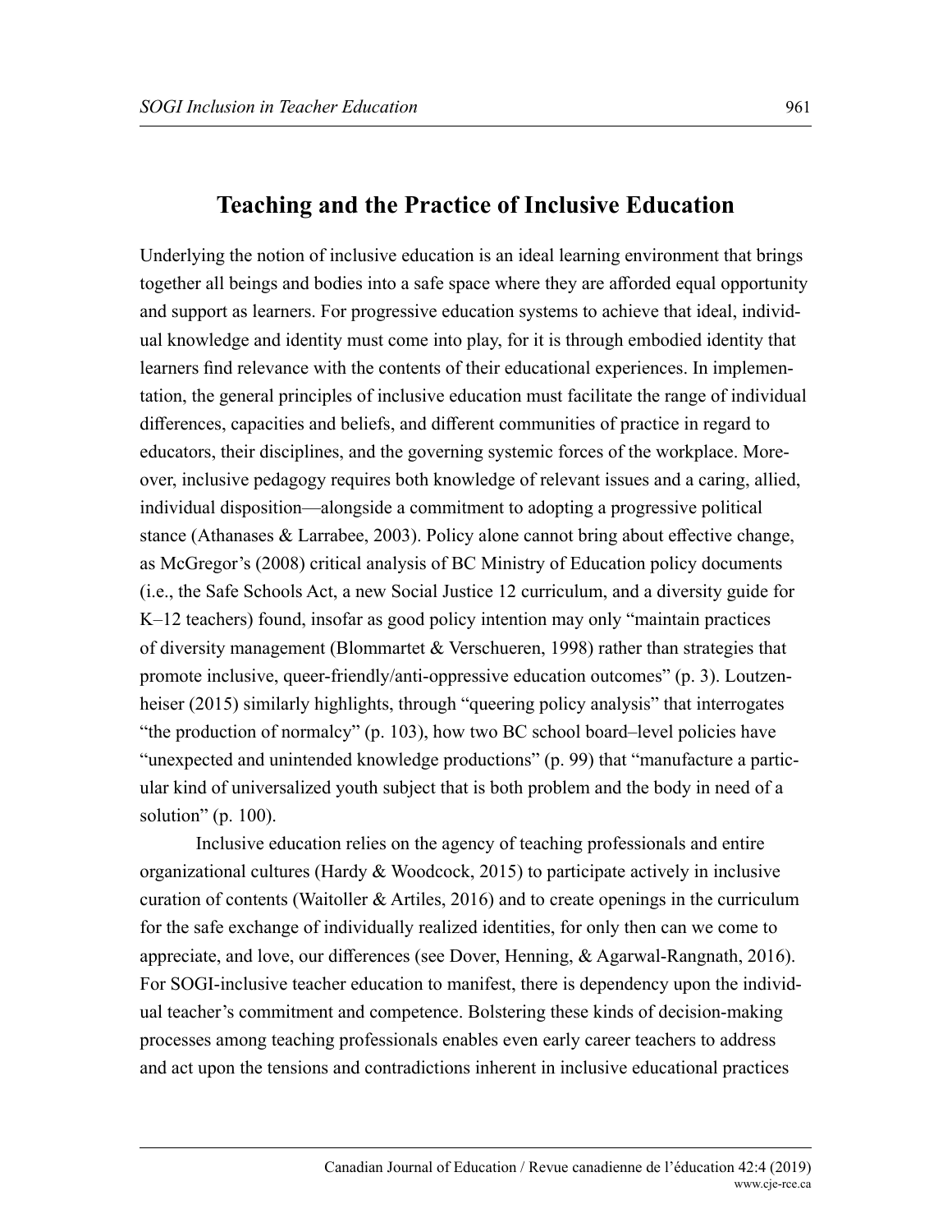## Teaching and the Practice of Inclusive Education

Underlying the notion of inclusive education is an ideal learning environment that brings together all beings and bodies into a safe space where they are afforded equal opportunity and support as learners. For progressive education systems to achieve that ideal, individual knowledge and identity must come into play, for it is through embodied identity that learners find relevance with the contents of their educational experiences. In implementation, the general principles of inclusive education must facilitate the range of individual differences, capacities and beliefs, and different communities of practice in regard to educators, their disciplines, and the governing systemic forces of the workplace. Moreover, inclusive pedagogy requires both knowledge of relevant issues and a caring, allied, individual disposition—alongside a commitment to adopting a progressive political stance (Athanases & Larrabee, 2003). Policy alone cannot bring about effective change, as McGregor's (2008) critical analysis of BC Ministry of Education policy documents (i.e., the Safe Schools Act, a new Social Justice 12 curriculum, and a diversity guide for K–12 teachers) found, insofar as good policy intention may only "maintain practices of diversity management (Blommartet & Verschueren, 1998) rather than strategies that promote inclusive, queer-friendly/anti-oppressive education outcomes" (p. 3). Loutzenheiser (2015) similarly highlights, through "queering policy analysis" that interrogates "the production of normalcy" (p. 103), how two BC school board–level policies have "unexpected and unintended knowledge productions" (p. 99) that "manufacture a particular kind of universalized youth subject that is both problem and the body in need of a solution" (p. 100).

Inclusive education relies on the agency of teaching professionals and entire organizational cultures (Hardy & Woodcock, 2015) to participate actively in inclusive curation of contents (Waitoller & Artiles, 2016) and to create openings in the curriculum for the safe exchange of individually realized identities, for only then can we come to appreciate, and love, our differences (see Dover, Henning, & Agarwal-Rangnath, 2016). For SOGI-inclusive teacher education to manifest, there is dependency upon the individual teacher's commitment and competence. Bolstering these kinds of decision-making processes among teaching professionals enables even early career teachers to address and act upon the tensions and contradictions inherent in inclusive educational practices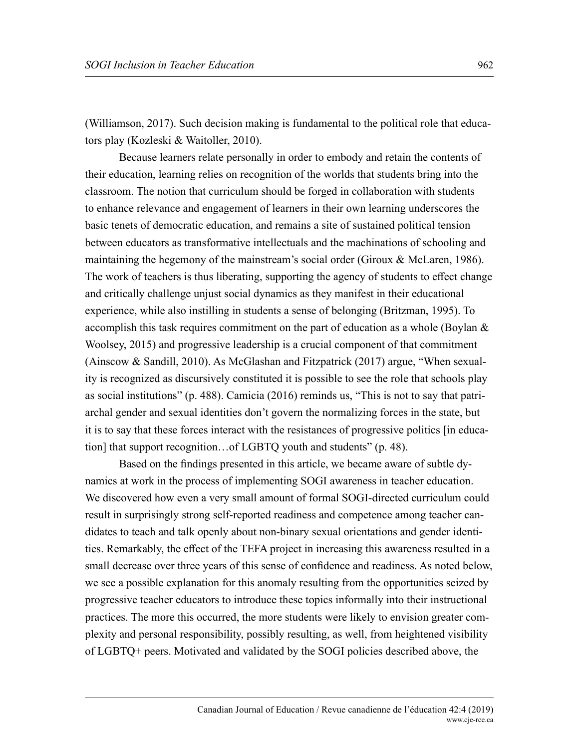(Williamson, 2017). Such decision making is fundamental to the political role that educators play (Kozleski & Waitoller, 2010).

Because learners relate personally in order to embody and retain the contents of their education, learning relies on recognition of the worlds that students bring into the classroom. The notion that curriculum should be forged in collaboration with students to enhance relevance and engagement of learners in their own learning underscores the basic tenets of democratic education, and remains a site of sustained political tension between educators as transformative intellectuals and the machinations of schooling and maintaining the hegemony of the mainstream's social order (Giroux & McLaren, 1986). The work of teachers is thus liberating, supporting the agency of students to effect change and critically challenge unjust social dynamics as they manifest in their educational experience, while also instilling in students a sense of belonging (Britzman, 1995). To accomplish this task requires commitment on the part of education as a whole (Boylan & Woolsey, 2015) and progressive leadership is a crucial component of that commitment (Ainscow & Sandill, 2010). As McGlashan and Fitzpatrick (2017) argue, "When sexuality is recognized as discursively constituted it is possible to see the role that schools play as social institutions" (p. 488). Camicia (2016) reminds us, "This is not to say that patriarchal gender and sexual identities don't govern the normalizing forces in the state, but it is to say that these forces interact with the resistances of progressive politics [in education] that support recognition…of LGBTQ youth and students" (p. 48).

Based on the findings presented in this article, we became aware of subtle dynamics at work in the process of implementing SOGI awareness in teacher education. We discovered how even a very small amount of formal SOGI-directed curriculum could result in surprisingly strong self-reported readiness and competence among teacher candidates to teach and talk openly about non-binary sexual orientations and gender identities. Remarkably, the effect of the TEFA project in increasing this awareness resulted in a small decrease over three years of this sense of confidence and readiness. As noted below, we see a possible explanation for this anomaly resulting from the opportunities seized by progressive teacher educators to introduce these topics informally into their instructional practices. The more this occurred, the more students were likely to envision greater complexity and personal responsibility, possibly resulting, as well, from heightened visibility of LGBTQ+ peers. Motivated and validated by the SOGI policies described above, the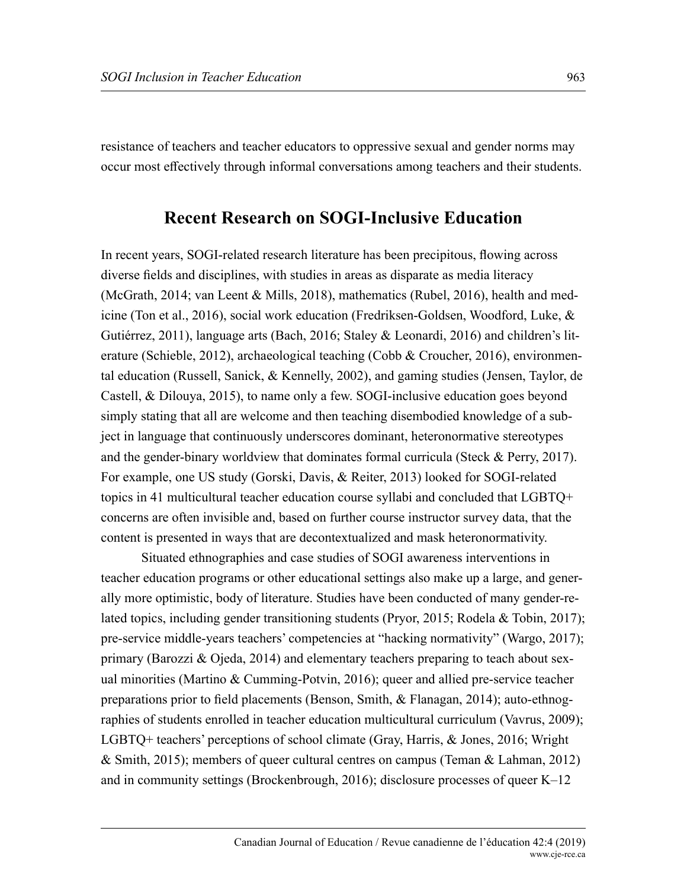resistance of teachers and teacher educators to oppressive sexual and gender norms may occur most effectively through informal conversations among teachers and their students.

## Recent Research on SOGI-Inclusive Education

In recent years, SOGI-related research literature has been precipitous, flowing across diverse fields and disciplines, with studies in areas as disparate as media literacy (McGrath, 2014; van Leent & Mills, 2018), mathematics (Rubel, 2016), health and medicine (Ton et al., 2016), social work education (Fredriksen-Goldsen, Woodford, Luke, & Gutiérrez, 2011), language arts (Bach, 2016; Staley & Leonardi, 2016) and children's literature (Schieble, 2012), archaeological teaching (Cobb & Croucher, 2016), environmental education (Russell, Sanick, & Kennelly, 2002), and gaming studies (Jensen, Taylor, de Castell, & Dilouya, 2015), to name only a few. SOGI-inclusive education goes beyond simply stating that all are welcome and then teaching disembodied knowledge of a subject in language that continuously underscores dominant, heteronormative stereotypes and the gender-binary worldview that dominates formal curricula (Steck & Perry, 2017). For example, one US study (Gorski, Davis, & Reiter, 2013) looked for SOGI-related topics in 41 multicultural teacher education course syllabi and concluded that LGBTQ+ concerns are often invisible and, based on further course instructor survey data, that the content is presented in ways that are decontextualized and mask heteronormativity.

Situated ethnographies and case studies of SOGI awareness interventions in teacher education programs or other educational settings also make up a large, and generally more optimistic, body of literature. Studies have been conducted of many gender-related topics, including gender transitioning students (Pryor, 2015; Rodela & Tobin, 2017); pre-service middle-years teachers' competencies at "hacking normativity" (Wargo, 2017); primary (Barozzi & Ojeda, 2014) and elementary teachers preparing to teach about sexual minorities (Martino & Cumming-Potvin, 2016); queer and allied pre-service teacher preparations prior to field placements (Benson, Smith, & Flanagan, 2014); auto-ethnographies of students enrolled in teacher education multicultural curriculum (Vavrus, 2009); LGBTQ+ teachers' perceptions of school climate (Gray, Harris, & Jones, 2016; Wright & Smith, 2015); members of queer cultural centres on campus (Teman & Lahman, 2012) and in community settings (Brockenbrough, 2016); disclosure processes of queer K–12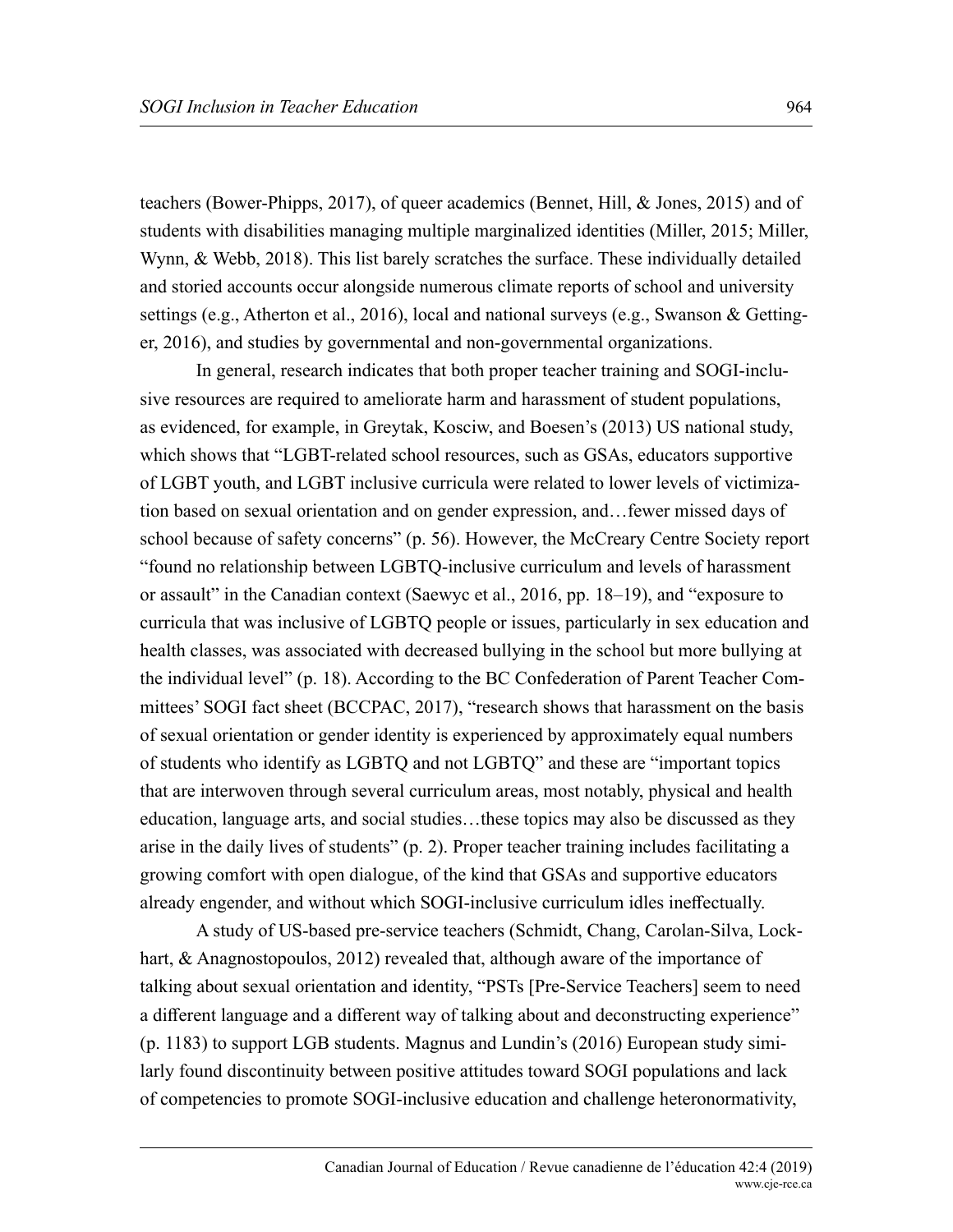teachers (Bower-Phipps, 2017), of queer academics (Bennet, Hill, & Jones, 2015) and of students with disabilities managing multiple marginalized identities (Miller, 2015; Miller, Wynn, & Webb, 2018). This list barely scratches the surface. These individually detailed and storied accounts occur alongside numerous climate reports of school and university settings (e.g., Atherton et al., 2016), local and national surveys (e.g., Swanson & Gettinger, 2016), and studies by governmental and non-governmental organizations.

In general, research indicates that both proper teacher training and SOGI-inclusive resources are required to ameliorate harm and harassment of student populations, as evidenced, for example, in Greytak, Kosciw, and Boesen's (2013) US national study, which shows that "LGBT-related school resources, such as GSAs, educators supportive of LGBT youth, and LGBT inclusive curricula were related to lower levels of victimization based on sexual orientation and on gender expression, and…fewer missed days of school because of safety concerns" (p. 56). However, the McCreary Centre Society report "found no relationship between LGBTQ-inclusive curriculum and levels of harassment or assault" in the Canadian context (Saewyc et al., 2016, pp. 18–19), and "exposure to curricula that was inclusive of LGBTQ people or issues, particularly in sex education and health classes, was associated with decreased bullying in the school but more bullying at the individual level" (p. 18). According to the BC Confederation of Parent Teacher Committees' SOGI fact sheet (BCCPAC, 2017), "research shows that harassment on the basis of sexual orientation or gender identity is experienced by approximately equal numbers of students who identify as LGBTQ and not LGBTQ" and these are "important topics that are interwoven through several curriculum areas, most notably, physical and health education, language arts, and social studies…these topics may also be discussed as they arise in the daily lives of students" (p. 2). Proper teacher training includes facilitating a growing comfort with open dialogue, of the kind that GSAs and supportive educators already engender, and without which SOGI-inclusive curriculum idles ineffectually.

A study of US-based pre-service teachers (Schmidt, Chang, Carolan-Silva, Lockhart, & Anagnostopoulos, 2012) revealed that, although aware of the importance of talking about sexual orientation and identity, "PSTs [Pre-Service Teachers] seem to need a different language and a different way of talking about and deconstructing experience" (p. 1183) to support LGB students. Magnus and Lundin's (2016) European study similarly found discontinuity between positive attitudes toward SOGI populations and lack of competencies to promote SOGI-inclusive education and challenge heteronormativity,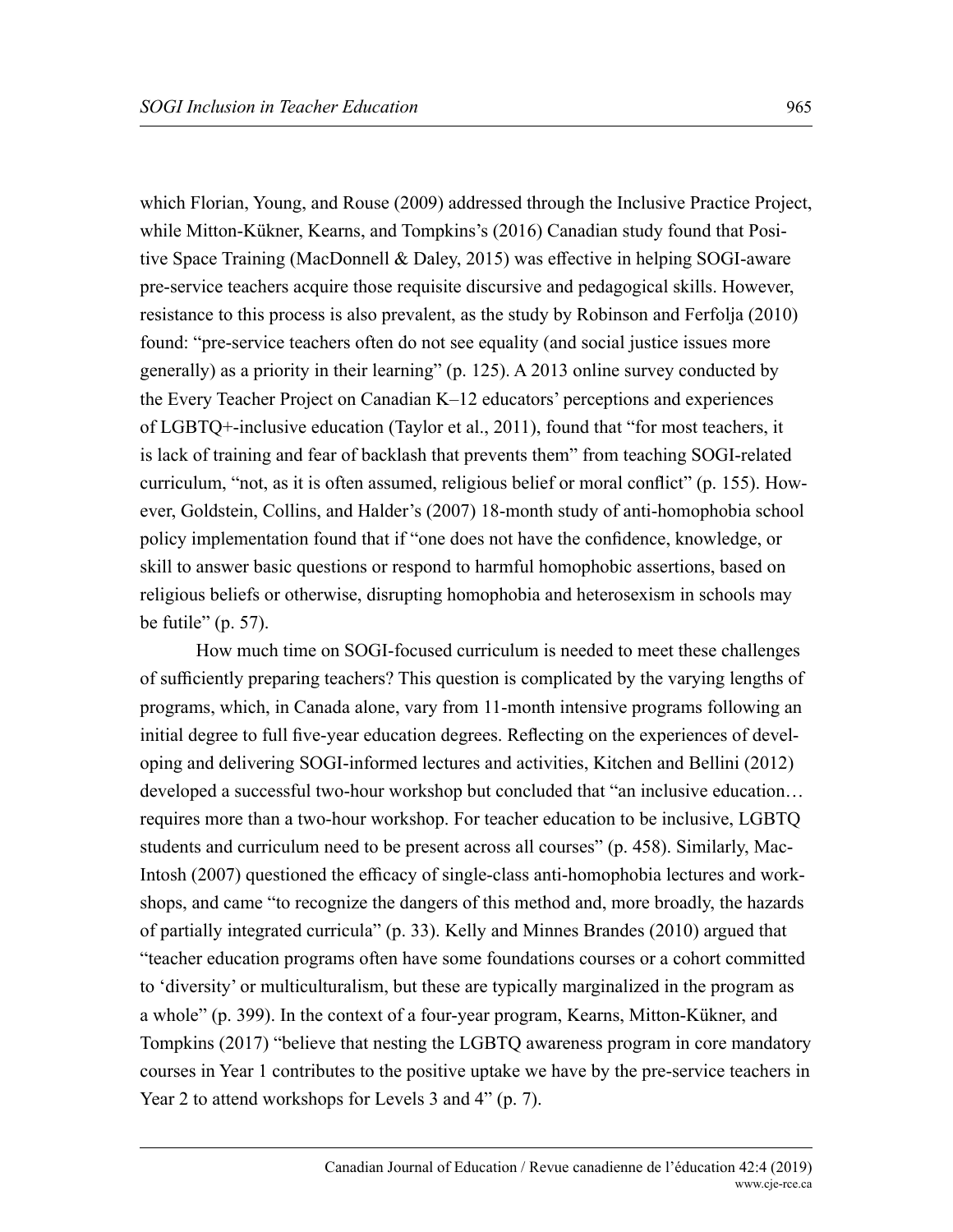which Florian, Young, and Rouse (2009) addressed through the Inclusive Practice Project, while Mitton-Kükner, Kearns, and Tompkins's (2016) Canadian study found that Positive Space Training (MacDonnell & Daley, 2015) was effective in helping SOGI-aware pre-service teachers acquire those requisite discursive and pedagogical skills. However, resistance to this process is also prevalent, as the study by Robinson and Ferfolja (2010) found: "pre-service teachers often do not see equality (and social justice issues more generally) as a priority in their learning" (p. 125). A 2013 online survey conducted by the Every Teacher Project on Canadian K–12 educators' perceptions and experiences of LGBTQ+-inclusive education (Taylor et al., 2011), found that "for most teachers, it is lack of training and fear of backlash that prevents them" from teaching SOGI-related curriculum, "not, as it is often assumed, religious belief or moral conflict" (p. 155). However, Goldstein, Collins, and Halder's (2007) 18-month study of anti-homophobia school policy implementation found that if "one does not have the confidence, knowledge, or skill to answer basic questions or respond to harmful homophobic assertions, based on religious beliefs or otherwise, disrupting homophobia and heterosexism in schools may be futile" (p. 57).

How much time on SOGI-focused curriculum is needed to meet these challenges of sufficiently preparing teachers? This question is complicated by the varying lengths of programs, which, in Canada alone, vary from 11-month intensive programs following an initial degree to full five-year education degrees. Reflecting on the experiences of developing and delivering SOGI-informed lectures and activities, Kitchen and Bellini (2012) developed a successful two-hour workshop but concluded that "an inclusive education… requires more than a two-hour workshop. For teacher education to be inclusive, LGBTQ students and curriculum need to be present across all courses" (p. 458). Similarly, MacIntosh (2007) questioned the efficacy of single-class anti-homophobia lectures and workshops, and came "to recognize the dangers of this method and, more broadly, the hazards of partially integrated curricula" (p. 33). Kelly and Minnes Brandes (2010) argued that "teacher education programs often have some foundations courses or a cohort committed to 'diversity' or multiculturalism, but these are typically marginalized in the program as a whole" (p. 399). In the context of a four-year program, Kearns, Mitton-Kükner, and Tompkins (2017) "believe that nesting the LGBTQ awareness program in core mandatory courses in Year 1 contributes to the positive uptake we have by the pre-service teachers in Year 2 to attend workshops for Levels 3 and 4" (p. 7).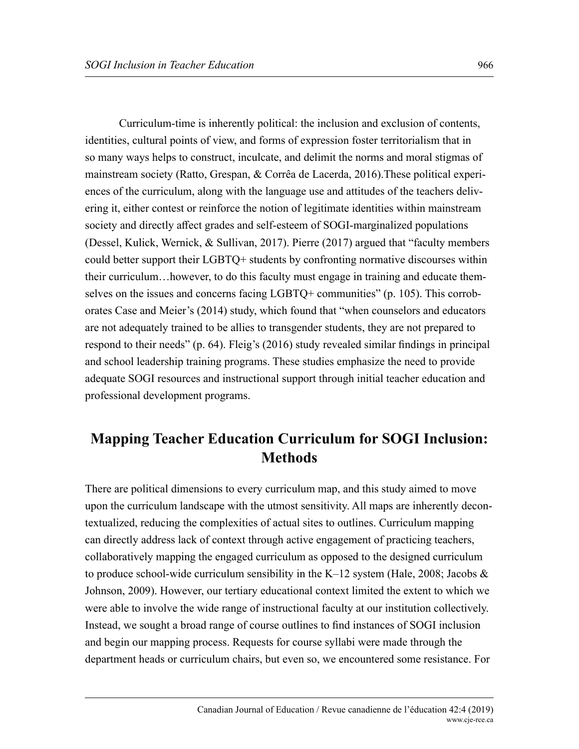Curriculum-time is inherently political: the inclusion and exclusion of contents, identities, cultural points of view, and forms of expression foster territorialism that in so many ways helps to construct, inculcate, and delimit the norms and moral stigmas of mainstream society (Ratto, Grespan, & Corrêa de Lacerda, 2016).These political experiences of the curriculum, along with the language use and attitudes of the teachers delivering it, either contest or reinforce the notion of legitimate identities within mainstream society and directly affect grades and self-esteem of SOGI-marginalized populations (Dessel, Kulick, Wernick, & Sullivan, 2017). Pierre (2017) argued that "faculty members could better support their LGBTQ+ students by confronting normative discourses within their curriculum…however, to do this faculty must engage in training and educate themselves on the issues and concerns facing LGBTQ+ communities" (p. 105). This corroborates Case and Meier's (2014) study, which found that "when counselors and educators are not adequately trained to be allies to transgender students, they are not prepared to respond to their needs" (p. 64). Fleig's (2016) study revealed similar findings in principal and school leadership training programs. These studies emphasize the need to provide adequate SOGI resources and instructional support through initial teacher education and professional development programs.

## Mapping Teacher Education Curriculum for SOGI Inclusion: Methods

There are political dimensions to every curriculum map, and this study aimed to move upon the curriculum landscape with the utmost sensitivity. All maps are inherently decontextualized, reducing the complexities of actual sites to outlines. Curriculum mapping can directly address lack of context through active engagement of practicing teachers, collaboratively mapping the engaged curriculum as opposed to the designed curriculum to produce school-wide curriculum sensibility in the K–12 system (Hale, 2008; Jacobs & Johnson, 2009). However, our tertiary educational context limited the extent to which we were able to involve the wide range of instructional faculty at our institution collectively. Instead, we sought a broad range of course outlines to find instances of SOGI inclusion and begin our mapping process. Requests for course syllabi were made through the department heads or curriculum chairs, but even so, we encountered some resistance. For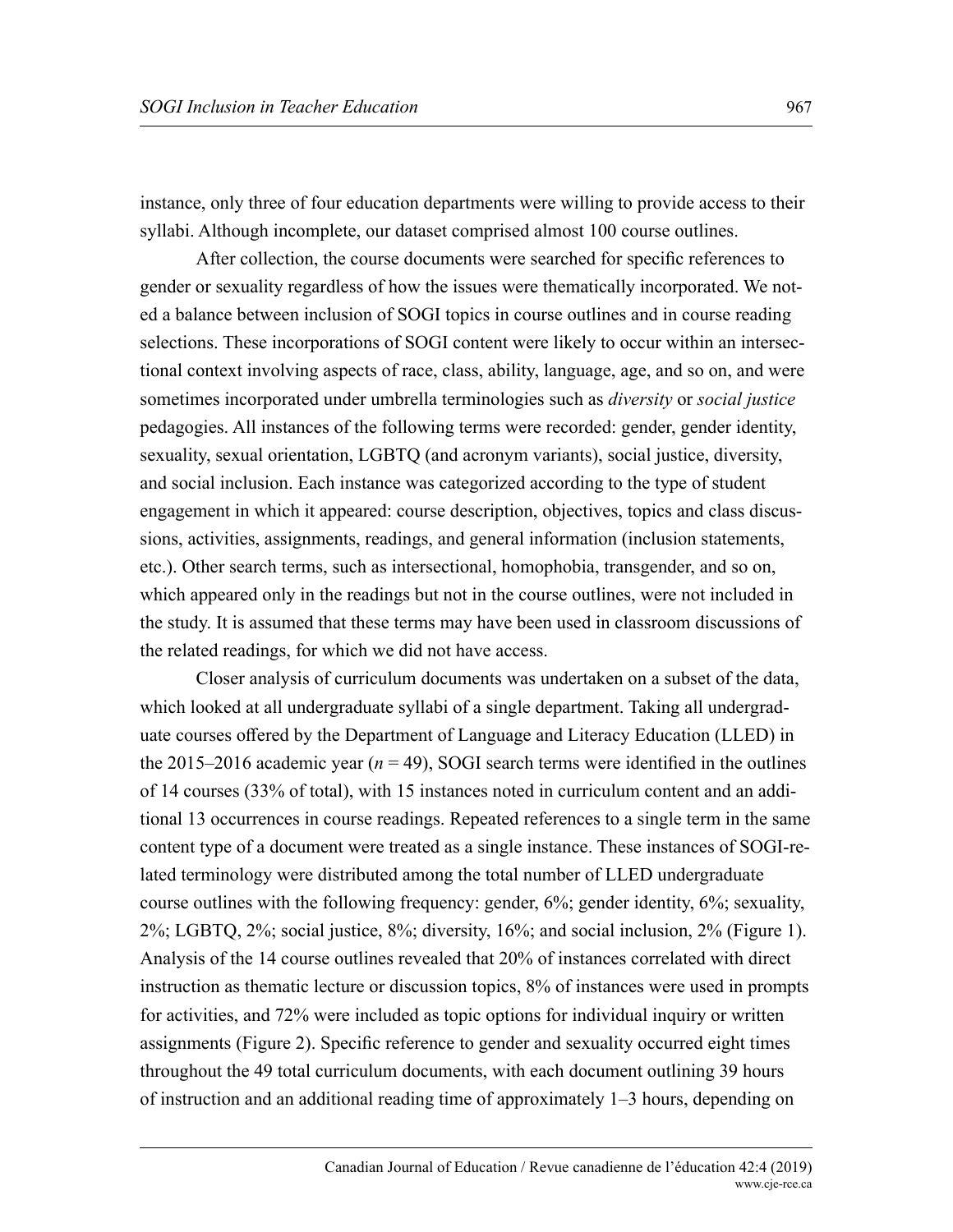instance, only three of four education departments were willing to provide access to their syllabi. Although incomplete, our dataset comprised almost 100 course outlines.

After collection, the course documents were searched for specific references to gender or sexuality regardless of how the issues were thematically incorporated. We noted a balance between inclusion of SOGI topics in course outlines and in course reading selections. These incorporations of SOGI content were likely to occur within an intersectional context involving aspects of race, class, ability, language, age, and so on, and were sometimes incorporated under umbrella terminologies such as *diversity* or *social justice* pedagogies. All instances of the following terms were recorded: gender, gender identity, sexuality, sexual orientation, LGBTQ (and acronym variants), social justice, diversity, and social inclusion. Each instance was categorized according to the type of student engagement in which it appeared: course description, objectives, topics and class discussions, activities, assignments, readings, and general information (inclusion statements, etc.). Other search terms, such as intersectional, homophobia, transgender, and so on, which appeared only in the readings but not in the course outlines, were not included in the study. It is assumed that these terms may have been used in classroom discussions of the related readings, for which we did not have access.

Closer analysis of curriculum documents was undertaken on a subset of the data, which looked at all undergraduate syllabi of a single department. Taking all undergraduate courses offered by the Department of Language and Literacy Education (LLED) in the 2015–2016 academic year ($n = 49$), SOGI search terms were identified in the outlines of 14 courses (33% of total), with 15 instances noted in curriculum content and an additional 13 occurrences in course readings. Repeated references to a single term in the same content type of a document were treated as a single instance. These instances of SOGI-related terminology were distributed among the total number of LLED undergraduate course outlines with the following frequency: gender, 6%; gender identity, 6%; sexuality, 2%; LGBTQ, 2%; social justice, 8%; diversity, 16%; and social inclusion, 2% (Figure 1). Analysis of the 14 course outlines revealed that 20% of instances correlated with direct instruction as thematic lecture or discussion topics, 8% of instances were used in prompts for activities, and 72% were included as topic options for individual inquiry or written assignments (Figure 2). Specific reference to gender and sexuality occurred eight times throughout the 49 total curriculum documents, with each document outlining 39 hours of instruction and an additional reading time of approximately 1–3 hours, depending on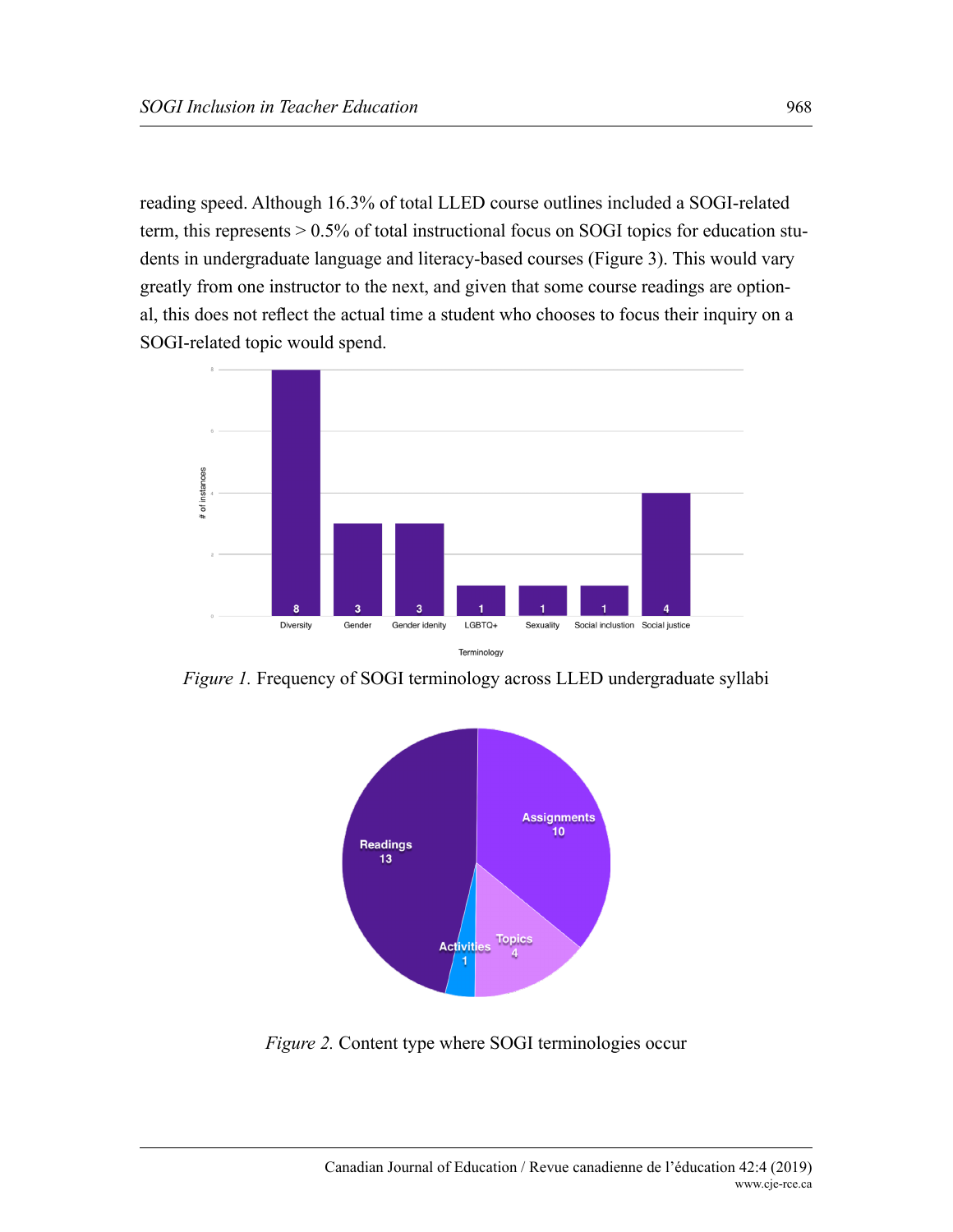reading speed. Although 16.3% of total LLED course outlines included a SOGI-related term, this represents > 0.5% of total instructional focus on SOGI topics for education students in undergraduate language and literacy-based courses (Figure 3). This would vary greatly from one instructor to the next, and given that some course readings are optional, this does not reflect the actual time a student who chooses to focus their inquiry on a SOGI-related topic would spend.

*Figure 1.* Frequency of SOGI terminology across LLED undergraduate syllabi

*Figure 2.* Content type where SOGI terminologies occur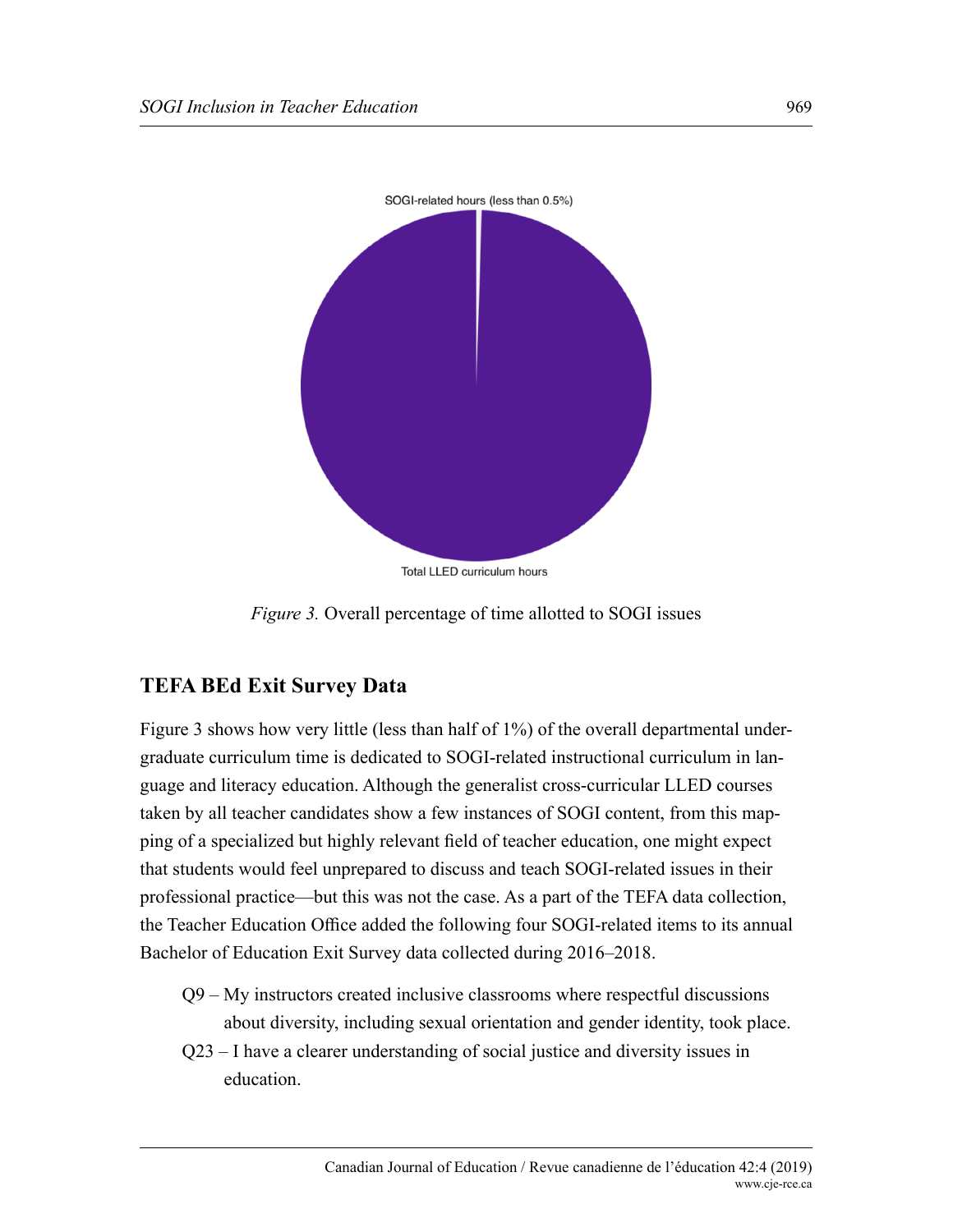SOGI-related hours (less than 0.5%)

Total LLED curriculum hours

*Figure 3.* Overall percentage of time allotted to SOGI issues

## TEFA BEd Exit Survey Data

Figure 3 shows how very little (less than half of 1%) of the overall departmental undergraduate curriculum time is dedicated to SOGI-related instructional curriculum in language and literacy education. Although the generalist cross-curricular LLED courses taken by all teacher candidates show a few instances of SOGI content, from this mapping of a specialized but highly relevant field of teacher education, one might expect that students would feel unprepared to discuss and teach SOGI-related issues in their professional practice—but this was not the case. As a part of the TEFA data collection, the Teacher Education Office added the following four SOGI-related items to its annual Bachelor of Education Exit Survey data collected during 2016–2018.

Q9 – My instructors created inclusive classrooms where respectful discussions about diversity, including sexual orientation and gender identity, took place.

Q23 – I have a clearer understanding of social justice and diversity issues in education.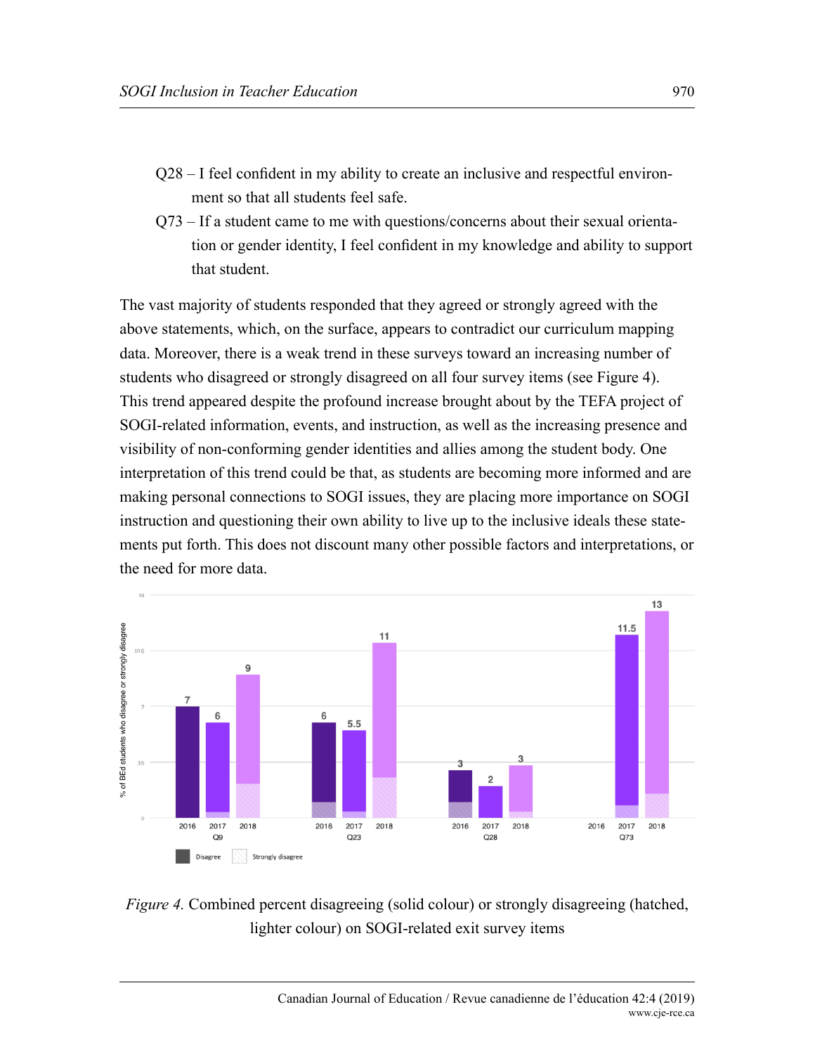Q28 – I feel confident in my ability to create an inclusive and respectful environment so that all students feel safe.

Q73 – If a student came to me with questions/concerns about their sexual orientation or gender identity, I feel confident in my knowledge and ability to support that student.

The vast majority of students responded that they agreed or strongly agreed with the above statements, which, on the surface, appears to contradict our curriculum mapping data. Moreover, there is a weak trend in these surveys toward an increasing number of students who disagreed or strongly disagreed on all four survey items (see Figure 4). This trend appeared despite the profound increase brought about by the TEFA project of SOGI-related information, events, and instruction, as well as the increasing presence and visibility of non-conforming gender identities and allies among the student body. One interpretation of this trend could be that, as students are becoming more informed and are making personal connections to SOGI issues, they are placing more importance on SOGI instruction and questioning their own ability to live up to the inclusive ideals these statements put forth. This does not discount many other possible factors and interpretations, or the need for more data.

*Figure 4.* Combined percent disagreeing (solid colour) or strongly disagreeing (hatched, lighter colour) on SOGI-related exit survey items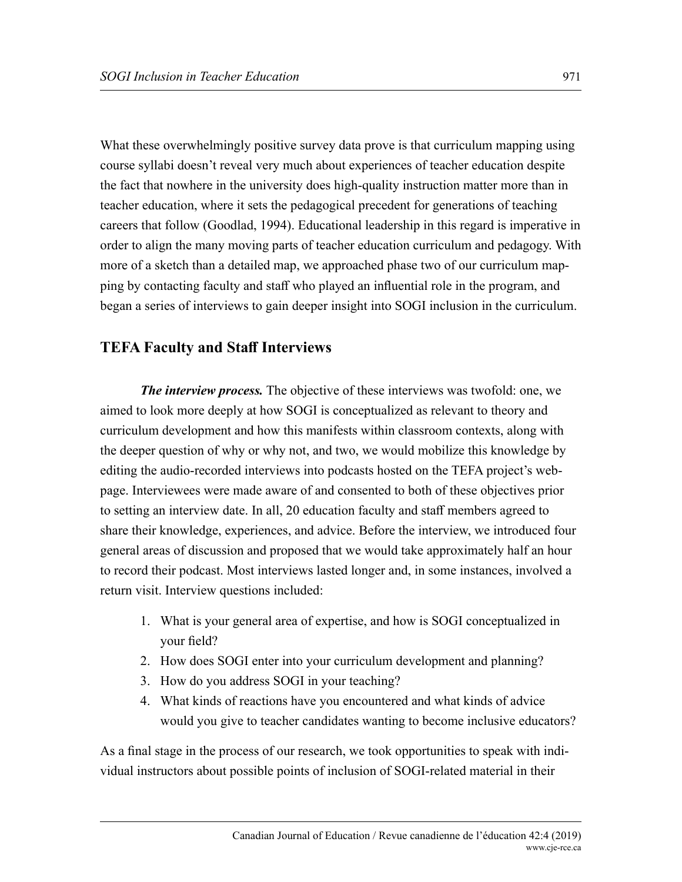What these overwhelmingly positive survey data prove is that curriculum mapping using course syllabi doesn't reveal very much about experiences of teacher education despite the fact that nowhere in the university does high-quality instruction matter more than in teacher education, where it sets the pedagogical precedent for generations of teaching careers that follow (Goodlad, 1994). Educational leadership in this regard is imperative in order to align the many moving parts of teacher education curriculum and pedagogy. With more of a sketch than a detailed map, we approached phase two of our curriculum mapping by contacting faculty and staff who played an influential role in the program, and began a series of interviews to gain deeper insight into SOGI inclusion in the curriculum.

## TEFA Faculty and Staff Interviews

***The interview process.*** The objective of these interviews was twofold: one, we aimed to look more deeply at how SOGI is conceptualized as relevant to theory and curriculum development and how this manifests within classroom contexts, along with the deeper question of why or why not, and two, we would mobilize this knowledge by editing the audio-recorded interviews into podcasts hosted on the TEFA project's webpage. Interviewees were made aware of and consented to both of these objectives prior to setting an interview date. In all, 20 education faculty and staff members agreed to share their knowledge, experiences, and advice. Before the interview, we introduced four general areas of discussion and proposed that we would take approximately half an hour to record their podcast. Most interviews lasted longer and, in some instances, involved a return visit. Interview questions included:

1. What is your general area of expertise, and how is SOGI conceptualized in your field?
2. How does SOGI enter into your curriculum development and planning?
3. How do you address SOGI in your teaching?
4. What kinds of reactions have you encountered and what kinds of advice would you give to teacher candidates wanting to become inclusive educators?

As a final stage in the process of our research, we took opportunities to speak with individual instructors about possible points of inclusion of SOGI-related material in their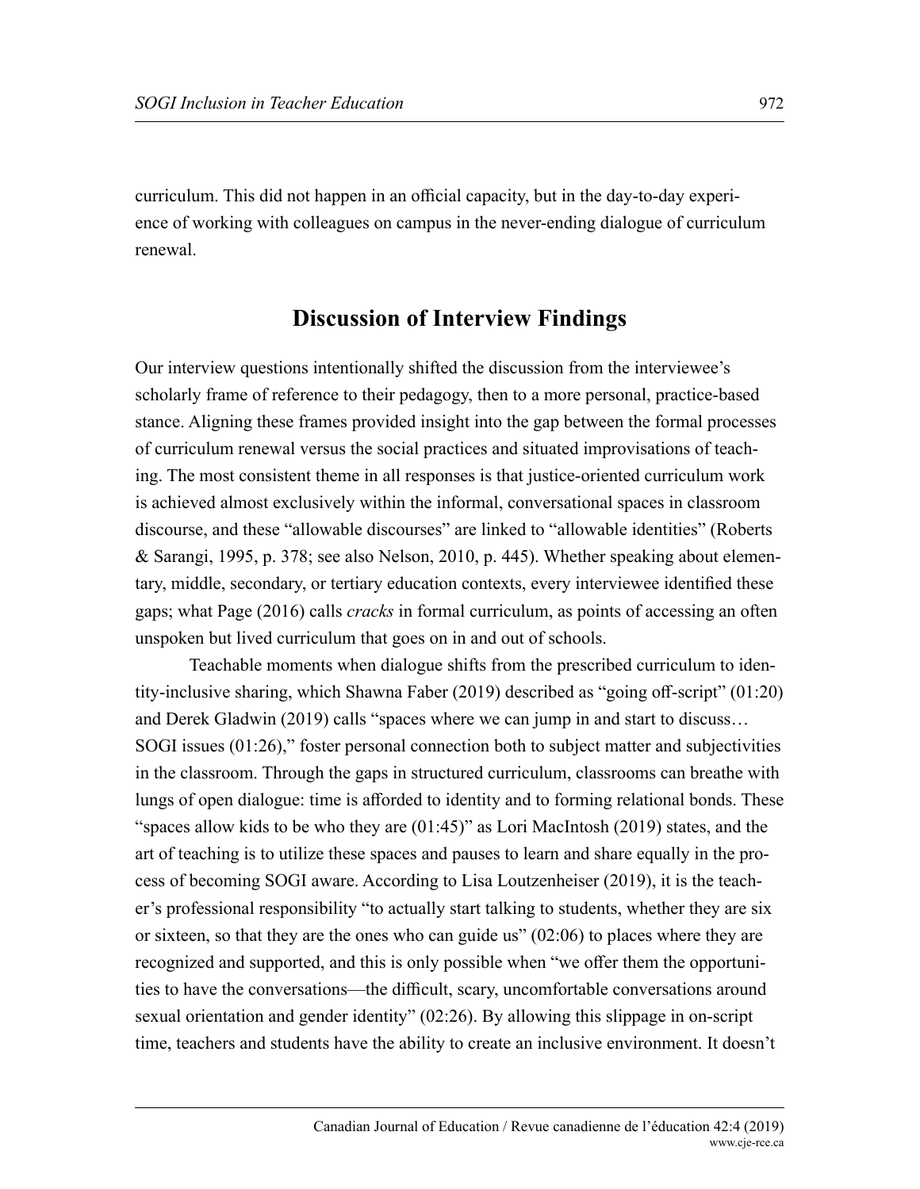curriculum. This did not happen in an official capacity, but in the day-to-day experience of working with colleagues on campus in the never-ending dialogue of curriculum renewal.

## Discussion of Interview Findings

Our interview questions intentionally shifted the discussion from the interviewee's scholarly frame of reference to their pedagogy, then to a more personal, practice-based stance. Aligning these frames provided insight into the gap between the formal processes of curriculum renewal versus the social practices and situated improvisations of teaching. The most consistent theme in all responses is that justice-oriented curriculum work is achieved almost exclusively within the informal, conversational spaces in classroom discourse, and these "allowable discourses" are linked to "allowable identities" (Roberts & Sarangi, 1995, p. 378; see also Nelson, 2010, p. 445). Whether speaking about elementary, middle, secondary, or tertiary education contexts, every interviewee identified these gaps; what Page (2016) calls *cracks* in formal curriculum, as points of accessing an often unspoken but lived curriculum that goes on in and out of schools.

Teachable moments when dialogue shifts from the prescribed curriculum to identity-inclusive sharing, which Shawna Faber (2019) described as "going off-script" (01:20) and Derek Gladwin (2019) calls "spaces where we can jump in and start to discuss… SOGI issues (01:26)," foster personal connection both to subject matter and subjectivities in the classroom. Through the gaps in structured curriculum, classrooms can breathe with lungs of open dialogue: time is afforded to identity and to forming relational bonds. These "spaces allow kids to be who they are (01:45)" as Lori MacIntosh (2019) states, and the art of teaching is to utilize these spaces and pauses to learn and share equally in the process of becoming SOGI aware. According to Lisa Loutzenheiser (2019), it is the teacher's professional responsibility "to actually start talking to students, whether they are six or sixteen, so that they are the ones who can guide us" (02:06) to places where they are recognized and supported, and this is only possible when "we offer them the opportunities to have the conversations—the difficult, scary, uncomfortable conversations around sexual orientation and gender identity" (02:26). By allowing this slippage in on-script time, teachers and students have the ability to create an inclusive environment. It doesn't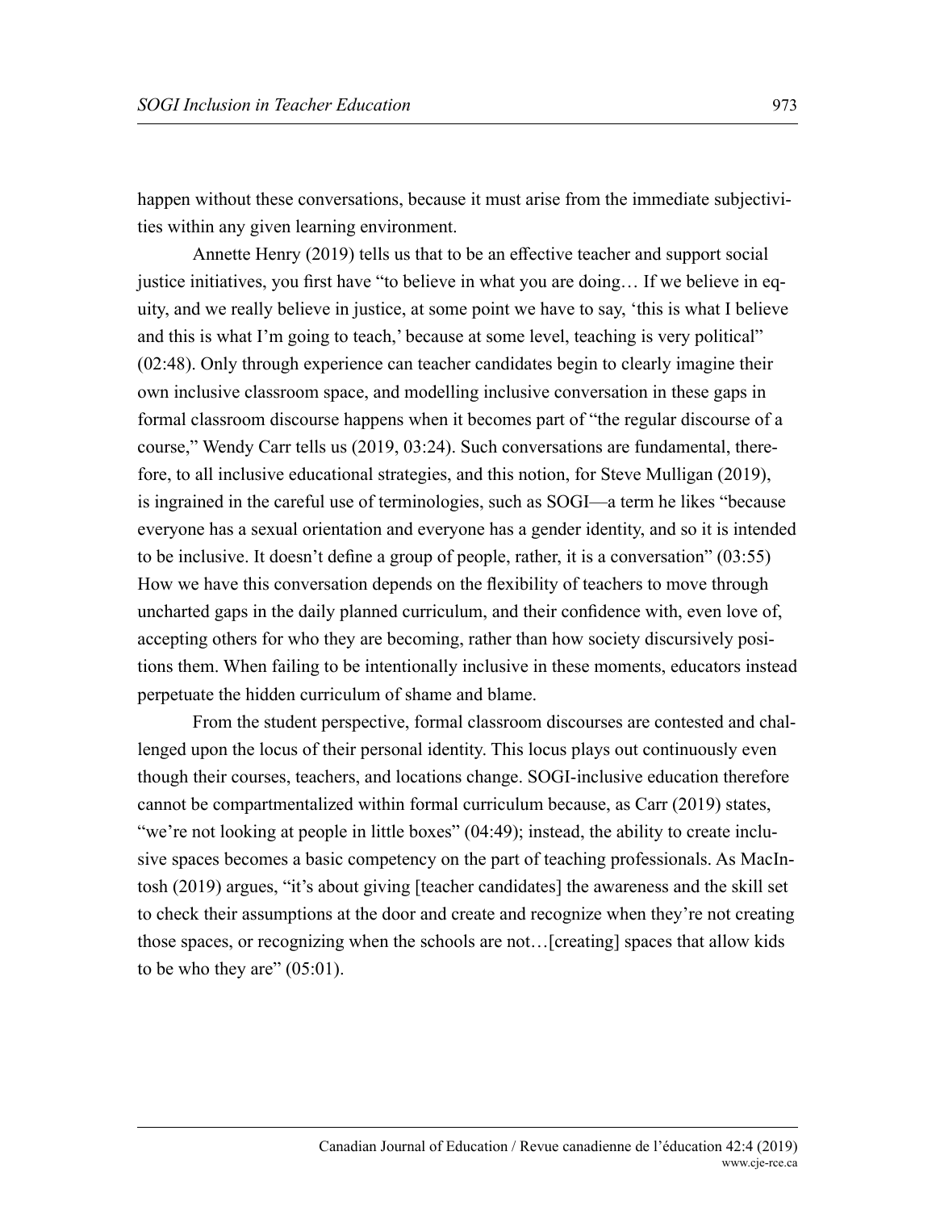happen without these conversations, because it must arise from the immediate subjectivities within any given learning environment.

Annette Henry (2019) tells us that to be an effective teacher and support social justice initiatives, you first have "to believe in what you are doing… If we believe in equity, and we really believe in justice, at some point we have to say, 'this is what I believe and this is what I'm going to teach,' because at some level, teaching is very political" (02:48). Only through experience can teacher candidates begin to clearly imagine their own inclusive classroom space, and modelling inclusive conversation in these gaps in formal classroom discourse happens when it becomes part of "the regular discourse of a course," Wendy Carr tells us (2019, 03:24). Such conversations are fundamental, therefore, to all inclusive educational strategies, and this notion, for Steve Mulligan (2019), is ingrained in the careful use of terminologies, such as SOGI—a term he likes "because everyone has a sexual orientation and everyone has a gender identity, and so it is intended to be inclusive. It doesn't define a group of people, rather, it is a conversation" (03:55) How we have this conversation depends on the flexibility of teachers to move through uncharted gaps in the daily planned curriculum, and their confidence with, even love of, accepting others for who they are becoming, rather than how society discursively positions them. When failing to be intentionally inclusive in these moments, educators instead perpetuate the hidden curriculum of shame and blame.

From the student perspective, formal classroom discourses are contested and challenged upon the locus of their personal identity. This locus plays out continuously even though their courses, teachers, and locations change. SOGI-inclusive education therefore cannot be compartmentalized within formal curriculum because, as Carr (2019) states, "we're not looking at people in little boxes" (04:49); instead, the ability to create inclusive spaces becomes a basic competency on the part of teaching professionals. As MacIntosh (2019) argues, "it's about giving [teacher candidates] the awareness and the skill set to check their assumptions at the door and create and recognize when they're not creating those spaces, or recognizing when the schools are not…[creating] spaces that allow kids to be who they are" (05:01).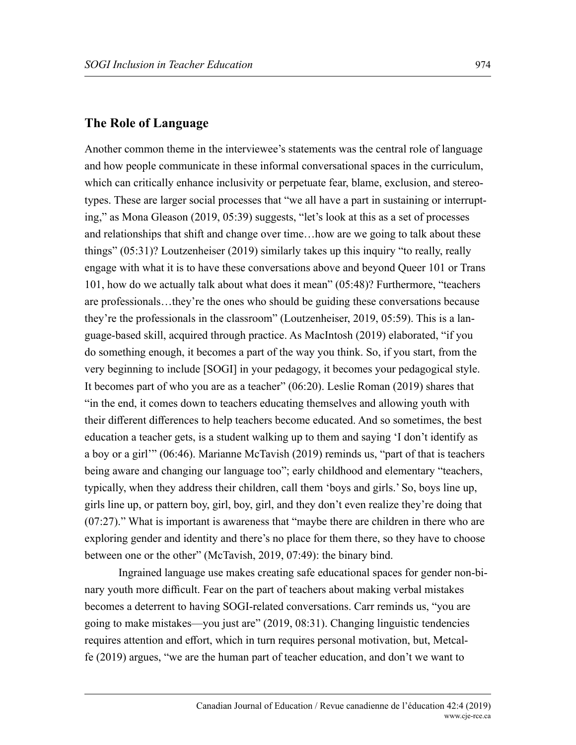## The Role of Language

Another common theme in the interviewee's statements was the central role of language and how people communicate in these informal conversational spaces in the curriculum, which can critically enhance inclusivity or perpetuate fear, blame, exclusion, and stereotypes. These are larger social processes that "we all have a part in sustaining or interrupting," as Mona Gleason (2019, 05:39) suggests, "let's look at this as a set of processes and relationships that shift and change over time…how are we going to talk about these things" (05:31)? Loutzenheiser (2019) similarly takes up this inquiry "to really, really engage with what it is to have these conversations above and beyond Queer 101 or Trans 101, how do we actually talk about what does it mean" (05:48)? Furthermore, "teachers are professionals…they're the ones who should be guiding these conversations because they're the professionals in the classroom" (Loutzenheiser, 2019, 05:59). This is a language-based skill, acquired through practice. As MacIntosh (2019) elaborated, "if you do something enough, it becomes a part of the way you think. So, if you start, from the very beginning to include [SOGI] in your pedagogy, it becomes your pedagogical style. It becomes part of who you are as a teacher" (06:20). Leslie Roman (2019) shares that "in the end, it comes down to teachers educating themselves and allowing youth with their different differences to help teachers become educated. And so sometimes, the best education a teacher gets, is a student walking up to them and saying 'I don't identify as a boy or a girl'" (06:46). Marianne McTavish (2019) reminds us, "part of that is teachers being aware and changing our language too"; early childhood and elementary "teachers, typically, when they address their children, call them 'boys and girls.' So, boys line up, girls line up, or pattern boy, girl, boy, girl, and they don't even realize they're doing that (07:27)." What is important is awareness that "maybe there are children in there who are exploring gender and identity and there's no place for them there, so they have to choose between one or the other" (McTavish, 2019, 07:49): the binary bind.

Ingrained language use makes creating safe educational spaces for gender non-binary youth more difficult. Fear on the part of teachers about making verbal mistakes becomes a deterrent to having SOGI-related conversations. Carr reminds us, "you are going to make mistakes—you just are" (2019, 08:31). Changing linguistic tendencies requires attention and effort, which in turn requires personal motivation, but, Metcalfe (2019) argues, "we are the human part of teacher education, and don't we want to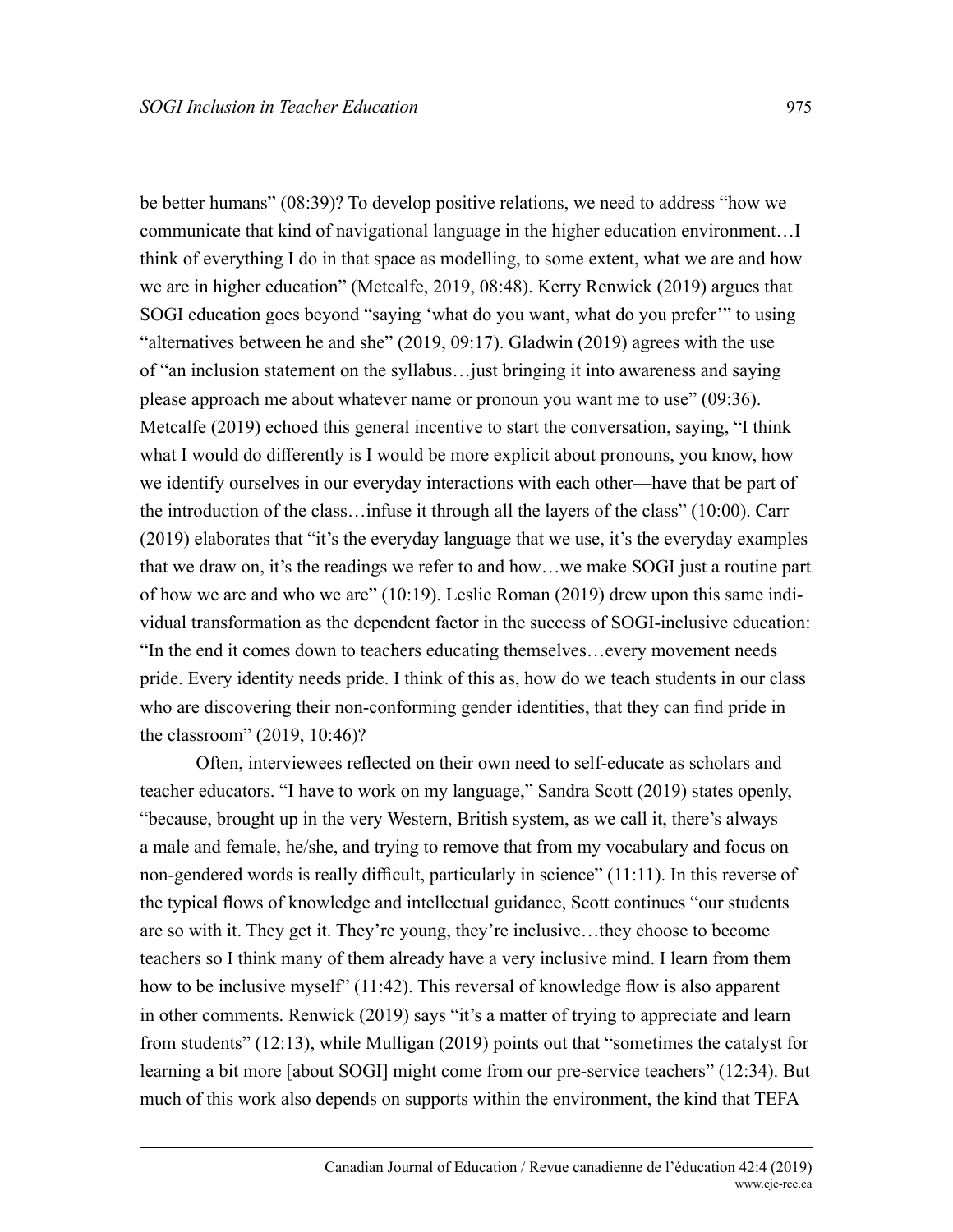be better humans" (08:39)? To develop positive relations, we need to address "how we communicate that kind of navigational language in the higher education environment…I think of everything I do in that space as modelling, to some extent, what we are and how we are in higher education" (Metcalfe, 2019, 08:48). Kerry Renwick (2019) argues that SOGI education goes beyond "saying 'what do you want, what do you prefer'" to using "alternatives between he and she" (2019, 09:17). Gladwin (2019) agrees with the use of "an inclusion statement on the syllabus…just bringing it into awareness and saying please approach me about whatever name or pronoun you want me to use" (09:36). Metcalfe (2019) echoed this general incentive to start the conversation, saying, "I think what I would do differently is I would be more explicit about pronouns, you know, how we identify ourselves in our everyday interactions with each other—have that be part of the introduction of the class…infuse it through all the layers of the class" (10:00). Carr (2019) elaborates that "it's the everyday language that we use, it's the everyday examples that we draw on, it's the readings we refer to and how…we make SOGI just a routine part of how we are and who we are" (10:19). Leslie Roman (2019) drew upon this same individual transformation as the dependent factor in the success of SOGI-inclusive education: "In the end it comes down to teachers educating themselves…every movement needs pride. Every identity needs pride. I think of this as, how do we teach students in our class who are discovering their non-conforming gender identities, that they can find pride in the classroom" (2019, 10:46)?

Often, interviewees reflected on their own need to self-educate as scholars and teacher educators. "I have to work on my language," Sandra Scott (2019) states openly, "because, brought up in the very Western, British system, as we call it, there's always a male and female, he/she, and trying to remove that from my vocabulary and focus on non-gendered words is really difficult, particularly in science" (11:11). In this reverse of the typical flows of knowledge and intellectual guidance, Scott continues "our students are so with it. They get it. They're young, they're inclusive…they choose to become teachers so I think many of them already have a very inclusive mind. I learn from them how to be inclusive myself" (11:42). This reversal of knowledge flow is also apparent in other comments. Renwick (2019) says "it's a matter of trying to appreciate and learn from students" (12:13), while Mulligan (2019) points out that "sometimes the catalyst for learning a bit more [about SOGI] might come from our pre-service teachers" (12:34). But much of this work also depends on supports within the environment, the kind that TEFA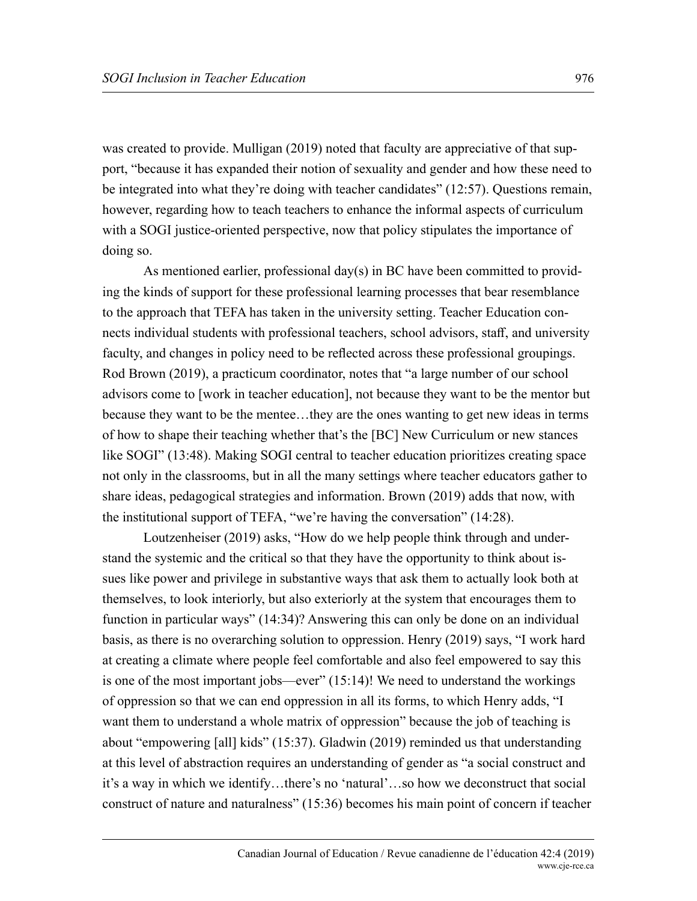was created to provide. Mulligan (2019) noted that faculty are appreciative of that support, "because it has expanded their notion of sexuality and gender and how these need to be integrated into what they're doing with teacher candidates" (12:57). Questions remain, however, regarding how to teach teachers to enhance the informal aspects of curriculum with a SOGI justice-oriented perspective, now that policy stipulates the importance of doing so.

As mentioned earlier, professional day(s) in BC have been committed to providing the kinds of support for these professional learning processes that bear resemblance to the approach that TEFA has taken in the university setting. Teacher Education connects individual students with professional teachers, school advisors, staff, and university faculty, and changes in policy need to be reflected across these professional groupings. Rod Brown (2019), a practicum coordinator, notes that "a large number of our school advisors come to [work in teacher education], not because they want to be the mentor but because they want to be the mentee…they are the ones wanting to get new ideas in terms of how to shape their teaching whether that's the [BC] New Curriculum or new stances like SOGI" (13:48). Making SOGI central to teacher education prioritizes creating space not only in the classrooms, but in all the many settings where teacher educators gather to share ideas, pedagogical strategies and information. Brown (2019) adds that now, with the institutional support of TEFA, "we're having the conversation" (14:28).

Loutzenheiser (2019) asks, "How do we help people think through and understand the systemic and the critical so that they have the opportunity to think about issues like power and privilege in substantive ways that ask them to actually look both at themselves, to look interiorly, but also exteriorly at the system that encourages them to function in particular ways" (14:34)? Answering this can only be done on an individual basis, as there is no overarching solution to oppression. Henry (2019) says, "I work hard at creating a climate where people feel comfortable and also feel empowered to say this is one of the most important jobs—ever" (15:14)! We need to understand the workings of oppression so that we can end oppression in all its forms, to which Henry adds, "I want them to understand a whole matrix of oppression" because the job of teaching is about "empowering [all] kids" (15:37). Gladwin (2019) reminded us that understanding at this level of abstraction requires an understanding of gender as "a social construct and it's a way in which we identify…there's no 'natural'…so how we deconstruct that social construct of nature and naturalness" (15:36) becomes his main point of concern if teacher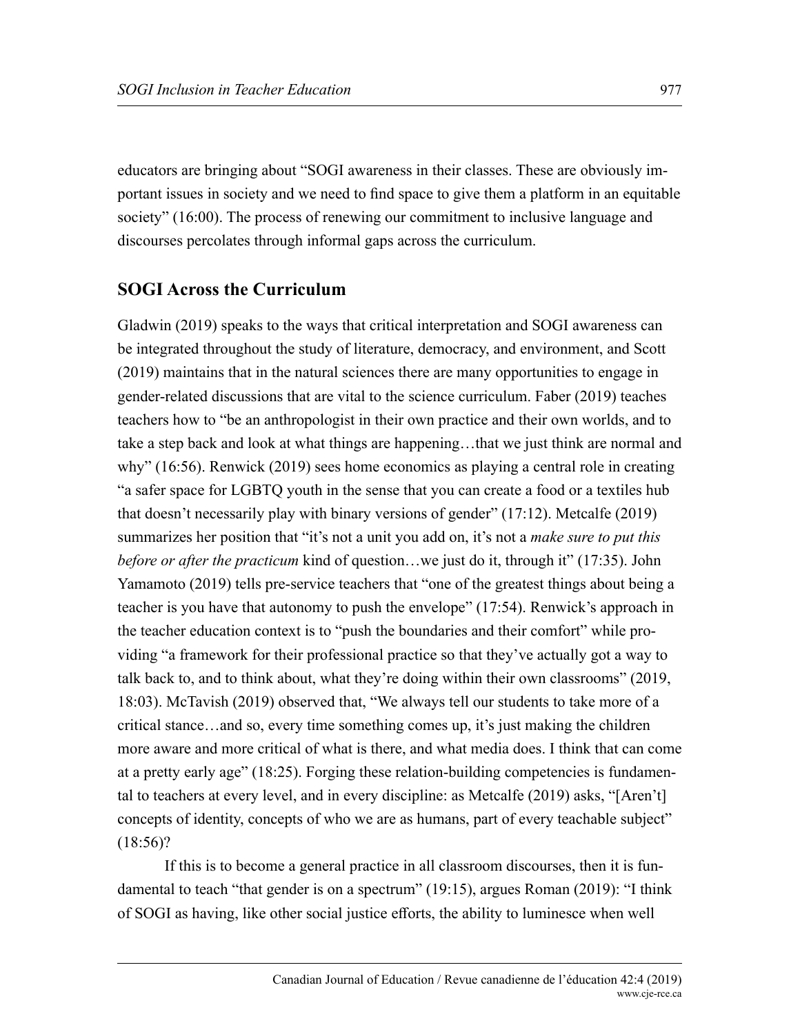educators are bringing about "SOGI awareness in their classes. These are obviously important issues in society and we need to find space to give them a platform in an equitable society" (16:00). The process of renewing our commitment to inclusive language and discourses percolates through informal gaps across the curriculum.

## SOGI Across the Curriculum

Gladwin (2019) speaks to the ways that critical interpretation and SOGI awareness can be integrated throughout the study of literature, democracy, and environment, and Scott (2019) maintains that in the natural sciences there are many opportunities to engage in gender-related discussions that are vital to the science curriculum. Faber (2019) teaches teachers how to "be an anthropologist in their own practice and their own worlds, and to take a step back and look at what things are happening…that we just think are normal and why" (16:56). Renwick (2019) sees home economics as playing a central role in creating "a safer space for LGBTQ youth in the sense that you can create a food or a textiles hub that doesn't necessarily play with binary versions of gender" (17:12). Metcalfe (2019) summarizes her position that "it's not a unit you add on, it's not a *make sure to put this before or after the practicum* kind of question…we just do it, through it" (17:35). John Yamamoto (2019) tells pre-service teachers that "one of the greatest things about being a teacher is you have that autonomy to push the envelope" (17:54). Renwick's approach in the teacher education context is to "push the boundaries and their comfort" while providing "a framework for their professional practice so that they've actually got a way to talk back to, and to think about, what they're doing within their own classrooms" (2019, 18:03). McTavish (2019) observed that, "We always tell our students to take more of a critical stance…and so, every time something comes up, it's just making the children more aware and more critical of what is there, and what media does. I think that can come at a pretty early age" (18:25). Forging these relation-building competencies is fundamental to teachers at every level, and in every discipline: as Metcalfe (2019) asks, "[Aren't] concepts of identity, concepts of who we are as humans, part of every teachable subject" (18:56)?

If this is to become a general practice in all classroom discourses, then it is fundamental to teach "that gender is on a spectrum" (19:15), argues Roman (2019): "I think of SOGI as having, like other social justice efforts, the ability to luminesce when well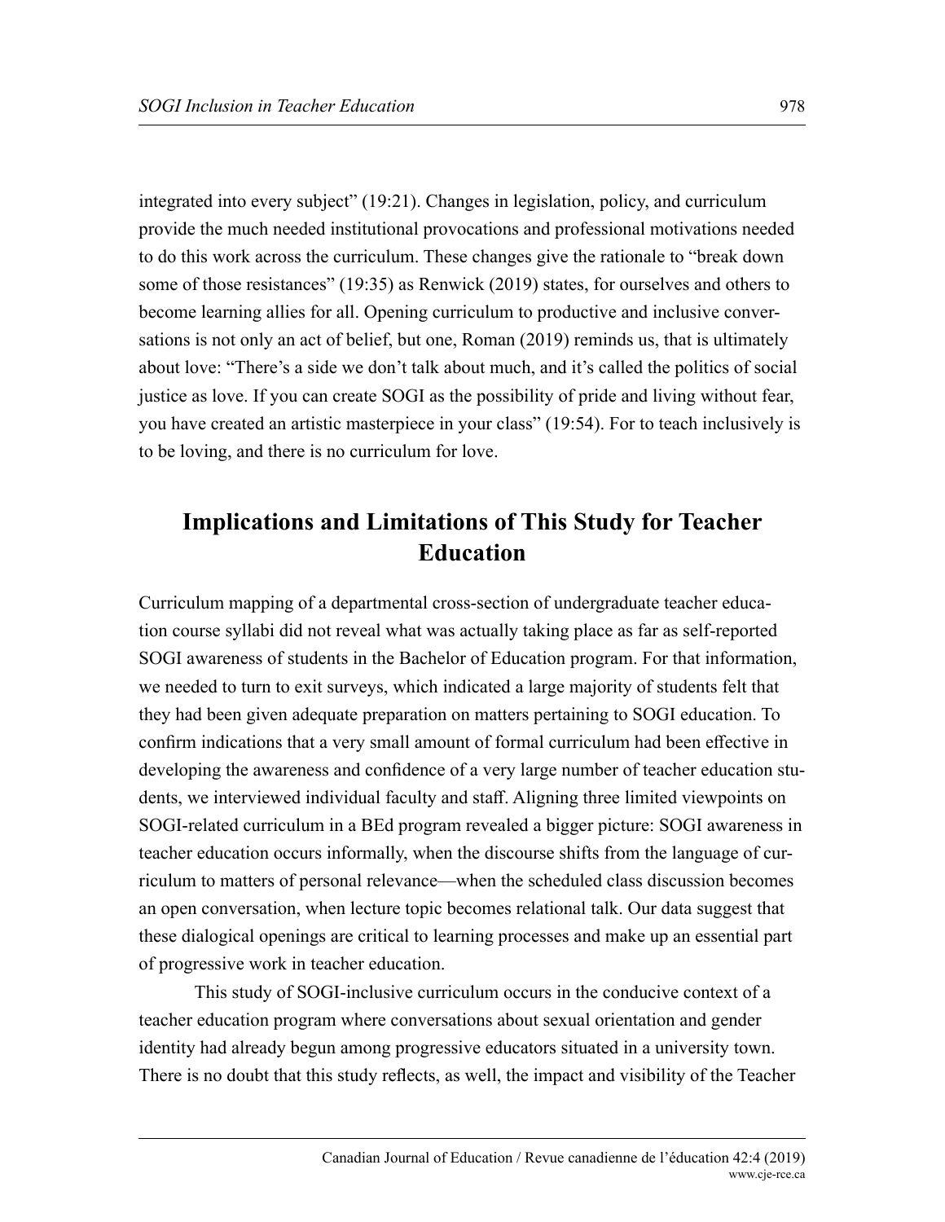integrated into every subject" (19:21). Changes in legislation, policy, and curriculum provide the much needed institutional provocations and professional motivations needed to do this work across the curriculum. These changes give the rationale to "break down some of those resistances" (19:35) as Renwick (2019) states, for ourselves and others to become learning allies for all. Opening curriculum to productive and inclusive conversations is not only an act of belief, but one, Roman (2019) reminds us, that is ultimately about love: "There's a side we don't talk about much, and it's called the politics of social justice as love. If you can create SOGI as the possibility of pride and living without fear, you have created an artistic masterpiece in your class" (19:54). For to teach inclusively is to be loving, and there is no curriculum for love.

## Implications and Limitations of This Study for Teacher Education

Curriculum mapping of a departmental cross-section of undergraduate teacher education course syllabi did not reveal what was actually taking place as far as self-reported SOGI awareness of students in the Bachelor of Education program. For that information, we needed to turn to exit surveys, which indicated a large majority of students felt that they had been given adequate preparation on matters pertaining to SOGI education. To confirm indications that a very small amount of formal curriculum had been effective in developing the awareness and confidence of a very large number of teacher education students, we interviewed individual faculty and staff. Aligning three limited viewpoints on SOGI-related curriculum in a BEd program revealed a bigger picture: SOGI awareness in teacher education occurs informally, when the discourse shifts from the language of curriculum to matters of personal relevance—when the scheduled class discussion becomes an open conversation, when lecture topic becomes relational talk. Our data suggest that these dialogical openings are critical to learning processes and make up an essential part of progressive work in teacher education.

This study of SOGI-inclusive curriculum occurs in the conducive context of a teacher education program where conversations about sexual orientation and gender identity had already begun among progressive educators situated in a university town. There is no doubt that this study reflects, as well, the impact and visibility of the Teacher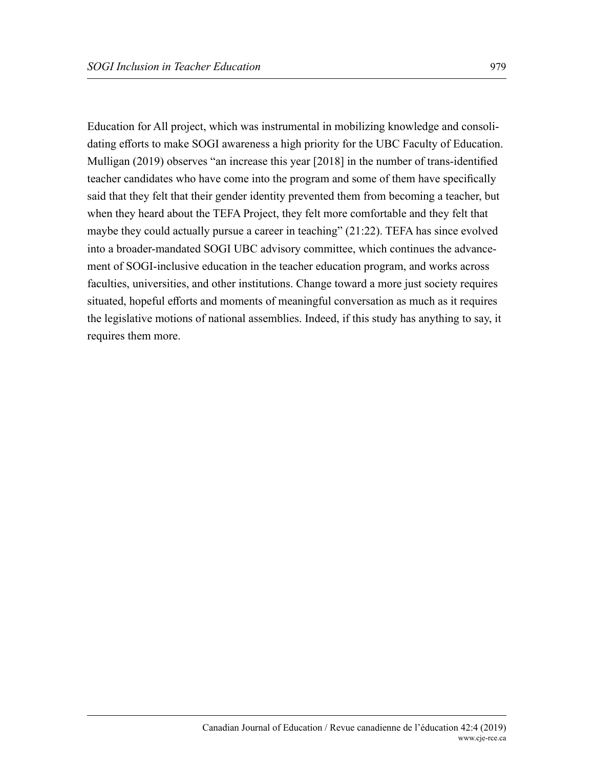Education for All project, which was instrumental in mobilizing knowledge and consolidating efforts to make SOGI awareness a high priority for the UBC Faculty of Education. Mulligan (2019) observes "an increase this year [2018] in the number of trans-identified teacher candidates who have come into the program and some of them have specifically said that they felt that their gender identity prevented them from becoming a teacher, but when they heard about the TEFA Project, they felt more comfortable and they felt that maybe they could actually pursue a career in teaching" (21:22). TEFA has since evolved into a broader-mandated SOGI UBC advisory committee, which continues the advancement of SOGI-inclusive education in the teacher education program, and works across faculties, universities, and other institutions. Change toward a more just society requires situated, hopeful efforts and moments of meaningful conversation as much as it requires the legislative motions of national assemblies. Indeed, if this study has anything to say, it requires them more.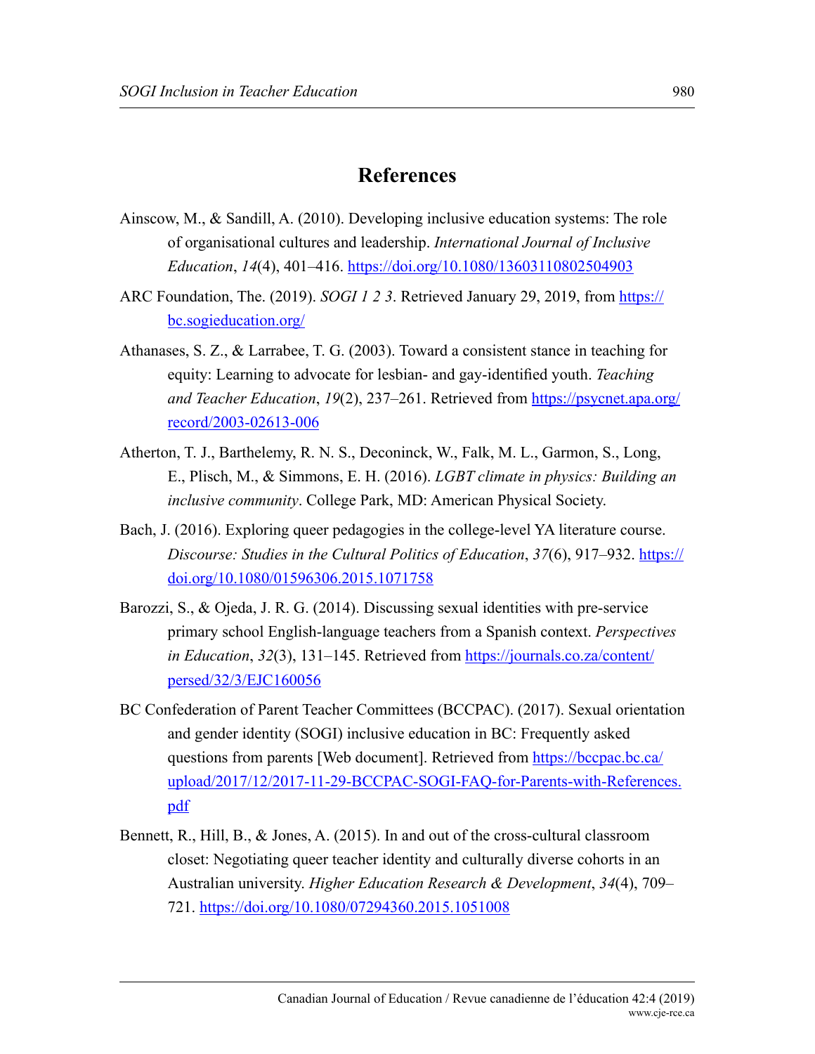# References

Ainscow, M., & Sandill, A. (2010). Developing inclusive education systems: The role of organisational cultures and leadership. *International Journal of Inclusive Education*, *14*(4), 401–416. https://doi.org/10.1080/13603110802504903

ARC Foundation, The. (2019). *SOGI 1 2 3*. Retrieved January 29, 2019, from https://bc.sogieducation.org/

Athanases, S. Z., & Larrabee, T. G. (2003). Toward a consistent stance in teaching for equity: Learning to advocate for lesbian- and gay-identified youth. *Teaching and Teacher Education*, *19*(2), 237–261. Retrieved from https://psycnet.apa.org/record/2003-02613-006

Atherton, T. J., Barthelemy, R. N. S., Deconinck, W., Falk, M. L., Garmon, S., Long, E., Plisch, M., & Simmons, E. H. (2016). *LGBT climate in physics: Building an inclusive community*. College Park, MD: American Physical Society.

Bach, J. (2016). Exploring queer pedagogies in the college-level YA literature course. *Discourse: Studies in the Cultural Politics of Education*, *37*(6), 917–932. https://doi.org/10.1080/01596306.2015.1071758

Barozzi, S., & Ojeda, J. R. G. (2014). Discussing sexual identities with pre-service primary school English-language teachers from a Spanish context. *Perspectives in Education*, *32*(3), 131–145. Retrieved from https://journals.co.za/content/persed/32/3/EJC160056

BC Confederation of Parent Teacher Committees (BCCPAC). (2017). Sexual orientation and gender identity (SOGI) inclusive education in BC: Frequently asked questions from parents [Web document]. Retrieved from https://bccpac.bc.ca/upload/2017/12/2017-11-29-BCCPAC-SOGI-FAQ-for-Parents-with-References.pdf

Bennett, R., Hill, B., & Jones, A. (2015). In and out of the cross-cultural classroom closet: Negotiating queer teacher identity and culturally diverse cohorts in an Australian university. *Higher Education Research & Development*, *34*(4), 709–721. https://doi.org/10.1080/07294360.2015.1051008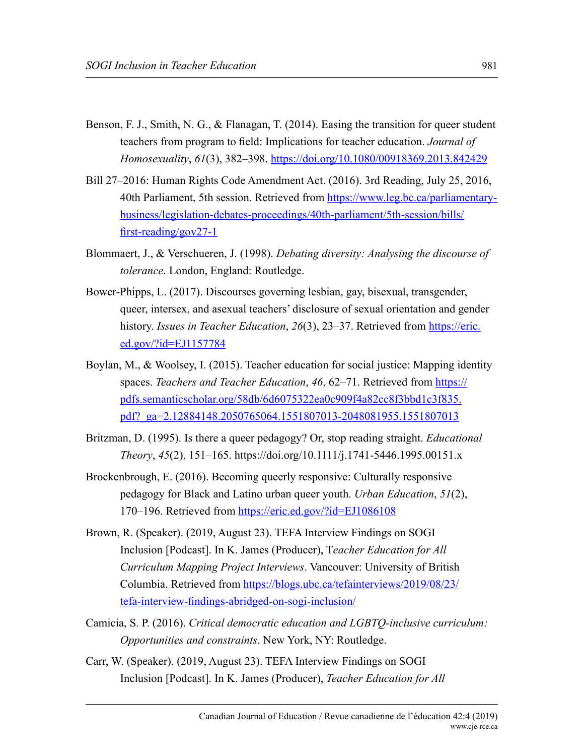Benson, F. J., Smith, N. G., & Flanagan, T. (2014). Easing the transition for queer student teachers from program to field: Implications for teacher education. *Journal of Homosexuality*, *61*(3), 382–398. https://doi.org/10.1080/00918369.2013.842429

Bill 27–2016: Human Rights Code Amendment Act. (2016). 3rd Reading, July 25, 2016, 40th Parliament, 5th session. Retrieved from https://www.leg.bc.ca/parliamentary-business/legislation-debates-proceedings/40th-parliament/5th-session/bills/first-reading/gov27-1

Blommaert, J., & Verschueren, J. (1998). *Debating diversity: Analysing the discourse of tolerance*. London, England: Routledge.

Bower-Phipps, L. (2017). Discourses governing lesbian, gay, bisexual, transgender, queer, intersex, and asexual teachers' disclosure of sexual orientation and gender history. *Issues in Teacher Education*, *26*(3), 23–37. Retrieved from https://eric.ed.gov/?id=EJ1157784

Boylan, M., & Woolsey, I. (2015). Teacher education for social justice: Mapping identity spaces. *Teachers and Teacher Education*, *46*, 62–71. Retrieved from https://pdfs.semanticscholar.org/58db/6d6075322ea0c909f4a82cc8f3bbd1c3f835.pdf?_ga=2.12884148.2050765064.1551807013-2048081955.1551807013

Britzman, D. (1995). Is there a queer pedagogy? Or, stop reading straight. *Educational Theory*, *45*(2), 151–165. https://doi.org/10.1111/j.1741-5446.1995.00151.x

Brockenbrough, E. (2016). Becoming queerly responsive: Culturally responsive pedagogy for Black and Latino urban queer youth. *Urban Education*, *51*(2), 170–196. Retrieved from https://eric.ed.gov/?id=EJ1086108

Brown, R. (Speaker). (2019, August 23). TEFA Interview Findings on SOGI Inclusion [Podcast]. In K. James (Producer), T*eacher Education for All Curriculum Mapping Project Interviews*. Vancouver: University of British Columbia. Retrieved from https://blogs.ubc.ca/tefainterviews/2019/08/23/tefa-interview-findings-abridged-on-sogi-inclusion/

Camicia, S. P. (2016). *Critical democratic education and LGBTQ-inclusive curriculum: Opportunities and constraints*. New York, NY: Routledge.

Carr, W. (Speaker). (2019, August 23). TEFA Interview Findings on SOGI Inclusion [Podcast]. In K. James (Producer), *Teacher Education for All*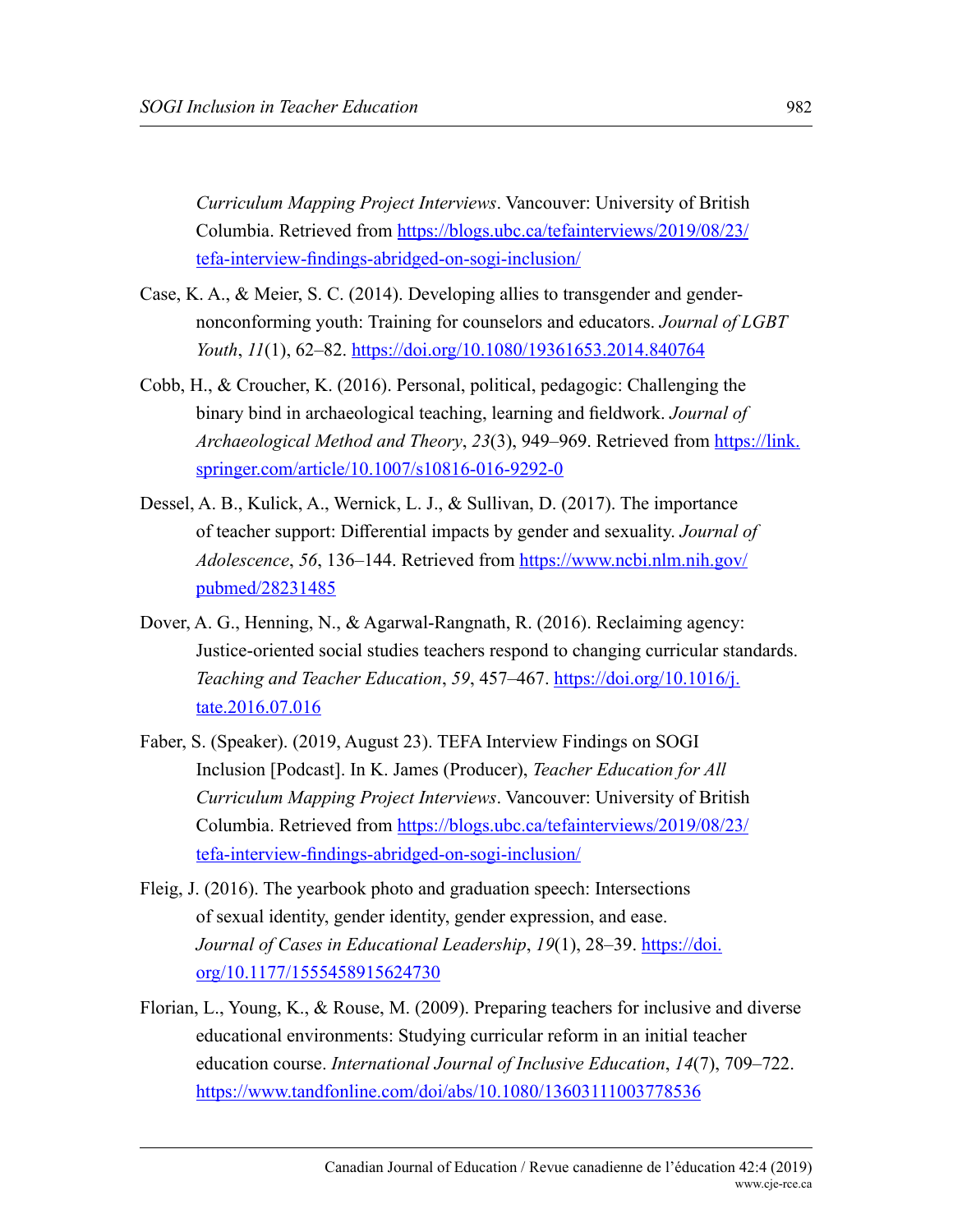*Curriculum Mapping Project Interviews*. Vancouver: University of British Columbia. Retrieved from https://blogs.ubc.ca/tefainterviews/2019/08/23/tefa-interview-findings-abridged-on-sogi-inclusion/

Case, K. A., & Meier, S. C. (2014). Developing allies to transgender and gender-nonconforming youth: Training for counselors and educators. *Journal of LGBT Youth*, *11*(1), 62–82. https://doi.org/10.1080/19361653.2014.840764

Cobb, H., & Croucher, K. (2016). Personal, political, pedagogic: Challenging the binary bind in archaeological teaching, learning and fieldwork. *Journal of Archaeological Method and Theory*, *23*(3), 949–969. Retrieved from https://link.springer.com/article/10.1007/s10816-016-9292-0

Dessel, A. B., Kulick, A., Wernick, L. J., & Sullivan, D. (2017). The importance of teacher support: Differential impacts by gender and sexuality. *Journal of Adolescence*, *56*, 136–144. Retrieved from https://www.ncbi.nlm.nih.gov/pubmed/28231485

Dover, A. G., Henning, N., & Agarwal-Rangnath, R. (2016). Reclaiming agency: Justice-oriented social studies teachers respond to changing curricular standards. *Teaching and Teacher Education*, *59*, 457–467. https://doi.org/10.1016/j.tate.2016.07.016

Faber, S. (Speaker). (2019, August 23). TEFA Interview Findings on SOGI Inclusion [Podcast]. In K. James (Producer), *Teacher Education for All Curriculum Mapping Project Interviews*. Vancouver: University of British Columbia. Retrieved from https://blogs.ubc.ca/tefainterviews/2019/08/23/tefa-interview-findings-abridged-on-sogi-inclusion/

Fleig, J. (2016). The yearbook photo and graduation speech: Intersections of sexual identity, gender identity, gender expression, and ease. *Journal of Cases in Educational Leadership*, *19*(1), 28–39. https://doi.org/10.1177/1555458915624730

Florian, L., Young, K., & Rouse, M. (2009). Preparing teachers for inclusive and diverse educational environments: Studying curricular reform in an initial teacher education course. *International Journal of Inclusive Education*, *14*(7), 709–722. https://www.tandfonline.com/doi/abs/10.1080/13603111003778536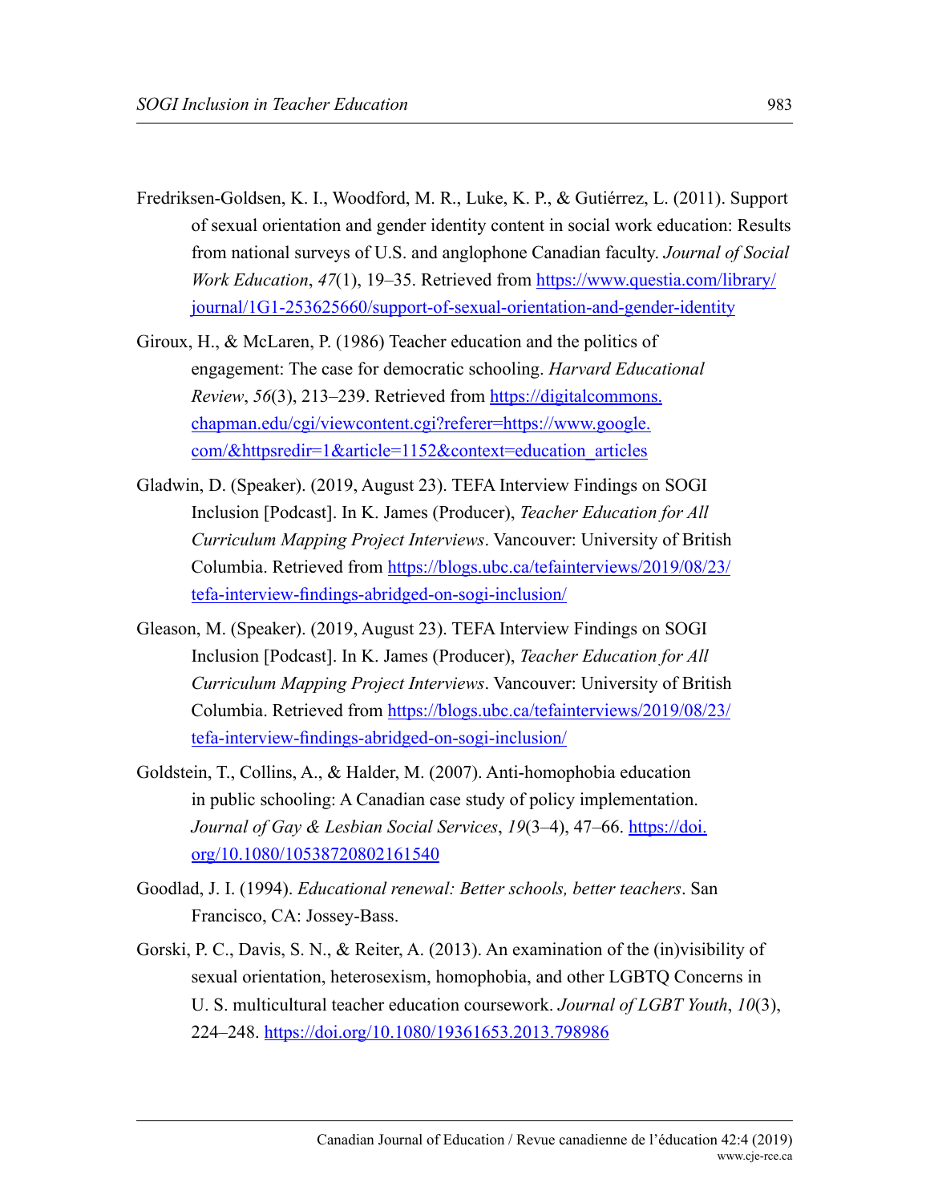Fredriksen-Goldsen, K. I., Woodford, M. R., Luke, K. P., & Gutiérrez, L. (2011). Support of sexual orientation and gender identity content in social work education: Results from national surveys of U.S. and anglophone Canadian faculty. *Journal of Social Work Education*, *47*(1), 19–35. Retrieved from https://www.questia.com/library/journal/1G1-253625660/support-of-sexual-orientation-and-gender-identity

Giroux, H., & McLaren, P. (1986) Teacher education and the politics of engagement: The case for democratic schooling. *Harvard Educational Review*, *56*(3), 213–239. Retrieved from https://digitalcommons.chapman.edu/cgi/viewcontent.cgi?referer=https://www.google.com/&httpsredir=1&article=1152&context=education_articles

Gladwin, D. (Speaker). (2019, August 23). TEFA Interview Findings on SOGI Inclusion [Podcast]. In K. James (Producer), *Teacher Education for All Curriculum Mapping Project Interviews*. Vancouver: University of British Columbia. Retrieved from https://blogs.ubc.ca/tefainterviews/2019/08/23/tefa-interview-findings-abridged-on-sogi-inclusion/

Gleason, M. (Speaker). (2019, August 23). TEFA Interview Findings on SOGI Inclusion [Podcast]. In K. James (Producer), *Teacher Education for All Curriculum Mapping Project Interviews*. Vancouver: University of British Columbia. Retrieved from https://blogs.ubc.ca/tefainterviews/2019/08/23/tefa-interview-findings-abridged-on-sogi-inclusion/

Goldstein, T., Collins, A., & Halder, M. (2007). Anti-homophobia education in public schooling: A Canadian case study of policy implementation. *Journal of Gay & Lesbian Social Services*, *19*(3–4), 47–66. https://doi.org/10.1080/10538720802161540

Goodlad, J. I. (1994). *Educational renewal: Better schools, better teachers*. San Francisco, CA: Jossey-Bass.

Gorski, P. C., Davis, S. N., & Reiter, A. (2013). An examination of the (in)visibility of sexual orientation, heterosexism, homophobia, and other LGBTQ Concerns in U. S. multicultural teacher education coursework. *Journal of LGBT Youth*, *10*(3), 224–248. https://doi.org/10.1080/19361653.2013.798986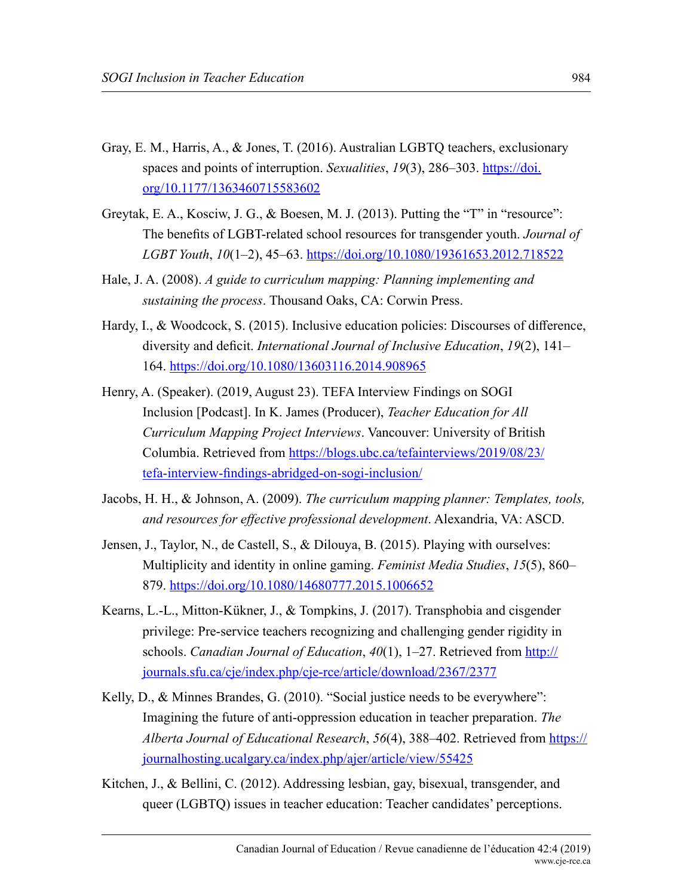Gray, E. M., Harris, A., & Jones, T. (2016). Australian LGBTQ teachers, exclusionary spaces and points of interruption. *Sexualities*, *19*(3), 286–303. https://doi.org/10.1177/1363460715583602

Greytak, E. A., Kosciw, J. G., & Boesen, M. J. (2013). Putting the "T" in "resource": The benefits of LGBT-related school resources for transgender youth. *Journal of LGBT Youth*, *10*(1–2), 45–63. https://doi.org/10.1080/19361653.2012.718522

Hale, J. A. (2008). *A guide to curriculum mapping: Planning implementing and sustaining the process*. Thousand Oaks, CA: Corwin Press.

Hardy, I., & Woodcock, S. (2015). Inclusive education policies: Discourses of difference, diversity and deficit. *International Journal of Inclusive Education*, *19*(2), 141–164. https://doi.org/10.1080/13603116.2014.908965

Henry, A. (Speaker). (2019, August 23). TEFA Interview Findings on SOGI Inclusion [Podcast]. In K. James (Producer), *Teacher Education for All Curriculum Mapping Project Interviews*. Vancouver: University of British Columbia. Retrieved from https://blogs.ubc.ca/tefainterviews/2019/08/23/tefa-interview-findings-abridged-on-sogi-inclusion/

Jacobs, H. H., & Johnson, A. (2009). *The curriculum mapping planner: Templates, tools, and resources for effective professional development*. Alexandria, VA: ASCD.

Jensen, J., Taylor, N., de Castell, S., & Dilouya, B. (2015). Playing with ourselves: Multiplicity and identity in online gaming. *Feminist Media Studies*, *15*(5), 860–879. https://doi.org/10.1080/14680777.2015.1006652

Kearns, L.-L., Mitton-Kükner, J., & Tompkins, J. (2017). Transphobia and cisgender privilege: Pre-service teachers recognizing and challenging gender rigidity in schools. *Canadian Journal of Education*, *40*(1), 1–27. Retrieved from http://journals.sfu.ca/cje/index.php/cje-rce/article/download/2367/2377

Kelly, D., & Minnes Brandes, G. (2010). "Social justice needs to be everywhere": Imagining the future of anti-oppression education in teacher preparation. *The Alberta Journal of Educational Research*, *56*(4), 388–402. Retrieved from https://journalhosting.ucalgary.ca/index.php/ajer/article/view/55425

Kitchen, J., & Bellini, C. (2012). Addressing lesbian, gay, bisexual, transgender, and queer (LGBTQ) issues in teacher education: Teacher candidates' perceptions.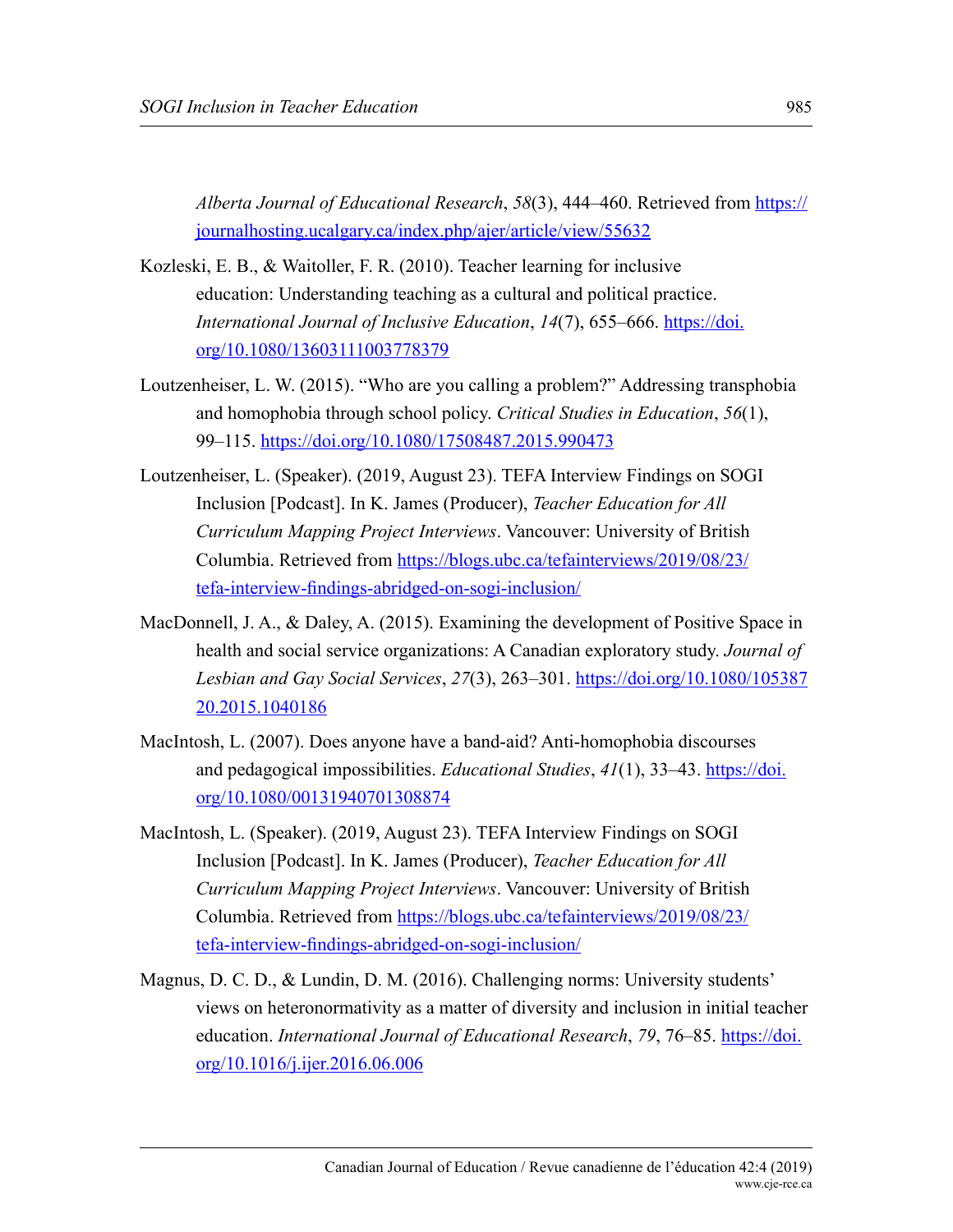*Alberta Journal of Educational Research*, *58*(3), 444–460. Retrieved from https://journalhosting.ucalgary.ca/index.php/ajer/article/view/55632

Kozleski, E. B., & Waitoller, F. R. (2010). Teacher learning for inclusive education: Understanding teaching as a cultural and political practice. *International Journal of Inclusive Education*, *14*(7), 655–666. https://doi.org/10.1080/13603111003778379

Loutzenheiser, L. W. (2015). "Who are you calling a problem?" Addressing transphobia and homophobia through school policy. *Critical Studies in Education*, *56*(1), 99–115. https://doi.org/10.1080/17508487.2015.990473

Loutzenheiser, L. (Speaker). (2019, August 23). TEFA Interview Findings on SOGI Inclusion [Podcast]. In K. James (Producer), *Teacher Education for All Curriculum Mapping Project Interviews*. Vancouver: University of British Columbia. Retrieved from https://blogs.ubc.ca/tefainterviews/2019/08/23/tefa-interview-findings-abridged-on-sogi-inclusion/

MacDonnell, J. A., & Daley, A. (2015). Examining the development of Positive Space in health and social service organizations: A Canadian exploratory study. *Journal of Lesbian and Gay Social Services*, *27*(3), 263–301. https://doi.org/10.1080/10538720.2015.1040186

MacIntosh, L. (2007). Does anyone have a band-aid? Anti-homophobia discourses and pedagogical impossibilities. *Educational Studies*, *41*(1), 33–43. https://doi.org/10.1080/00131940701308874

MacIntosh, L. (Speaker). (2019, August 23). TEFA Interview Findings on SOGI Inclusion [Podcast]. In K. James (Producer), *Teacher Education for All Curriculum Mapping Project Interviews*. Vancouver: University of British Columbia. Retrieved from https://blogs.ubc.ca/tefainterviews/2019/08/23/tefa-interview-findings-abridged-on-sogi-inclusion/

Magnus, D. C. D., & Lundin, D. M. (2016). Challenging norms: University students' views on heteronormativity as a matter of diversity and inclusion in initial teacher education. *International Journal of Educational Research*, *79*, 76–85. https://doi.org/10.1016/j.ijer.2016.06.006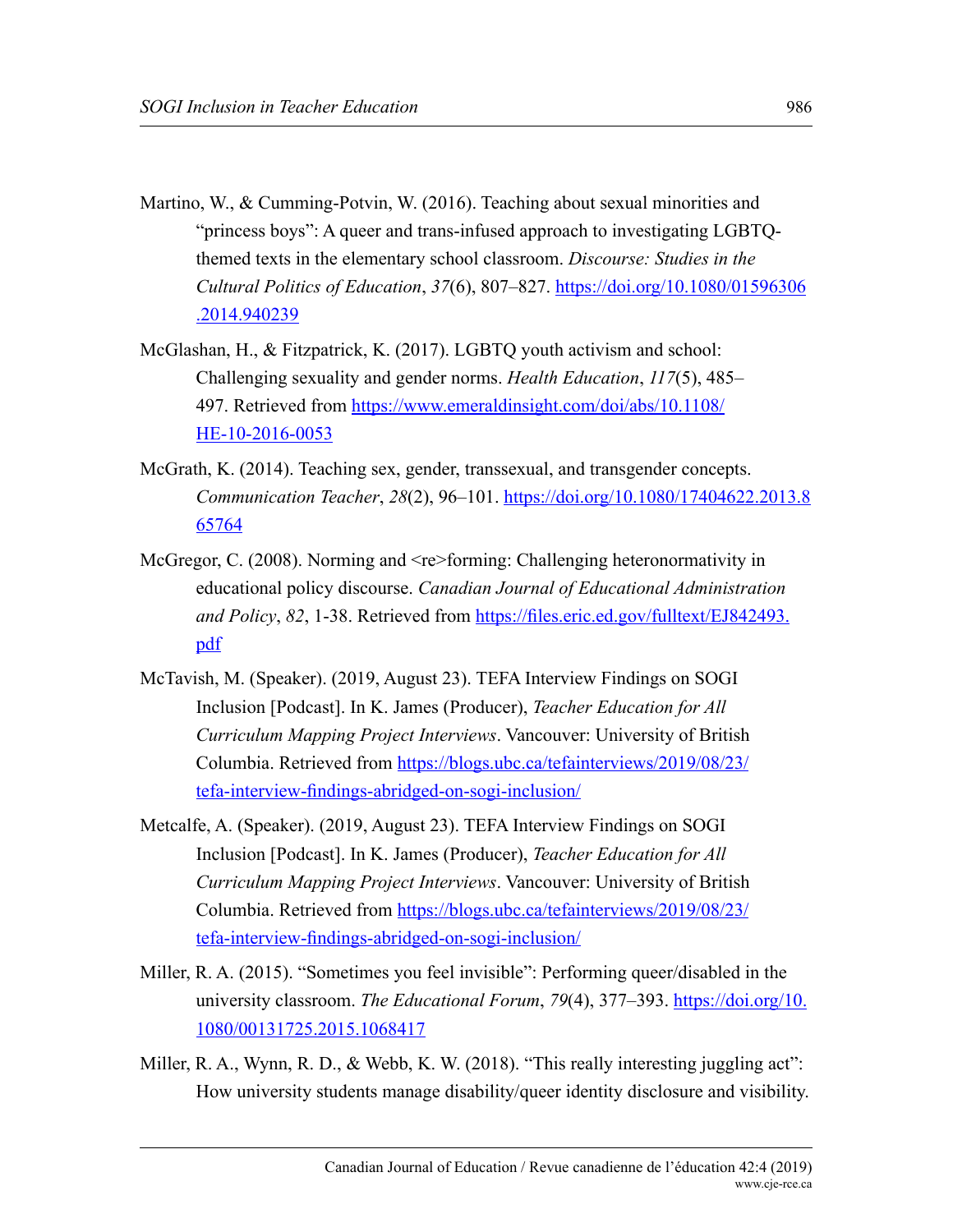Martino, W., & Cumming-Potvin, W. (2016). Teaching about sexual minorities and "princess boys": A queer and trans-infused approach to investigating LGBTQ-themed texts in the elementary school classroom. *Discourse: Studies in the Cultural Politics of Education*, *37*(6), 807–827. https://doi.org/10.1080/01596306.2014.940239

McGlashan, H., & Fitzpatrick, K. (2017). LGBTQ youth activism and school: Challenging sexuality and gender norms. *Health Education*, *117*(5), 485–497. Retrieved from https://www.emeraldinsight.com/doi/abs/10.1108/HE-10-2016-0053

McGrath, K. (2014). Teaching sex, gender, transsexual, and transgender concepts. *Communication Teacher*, *28*(2), 96–101. https://doi.org/10.1080/17404622.2013.865764

McGregor, C. (2008). Norming and <re>forming: Challenging heteronormativity in educational policy discourse. *Canadian Journal of Educational Administration and Policy*, *82*, 1-38. Retrieved from https://files.eric.ed.gov/fulltext/EJ842493.pdf

McTavish, M. (Speaker). (2019, August 23). TEFA Interview Findings on SOGI Inclusion [Podcast]. In K. James (Producer), *Teacher Education for All Curriculum Mapping Project Interviews*. Vancouver: University of British Columbia. Retrieved from https://blogs.ubc.ca/tefainterviews/2019/08/23/tefa-interview-findings-abridged-on-sogi-inclusion/

Metcalfe, A. (Speaker). (2019, August 23). TEFA Interview Findings on SOGI Inclusion [Podcast]. In K. James (Producer), *Teacher Education for All Curriculum Mapping Project Interviews*. Vancouver: University of British Columbia. Retrieved from https://blogs.ubc.ca/tefainterviews/2019/08/23/tefa-interview-findings-abridged-on-sogi-inclusion/

Miller, R. A. (2015). "Sometimes you feel invisible": Performing queer/disabled in the university classroom. *The Educational Forum*, *79*(4), 377–393. https://doi.org/10.1080/00131725.2015.1068417

Miller, R. A., Wynn, R. D., & Webb, K. W. (2018). "This really interesting juggling act": How university students manage disability/queer identity disclosure and visibility.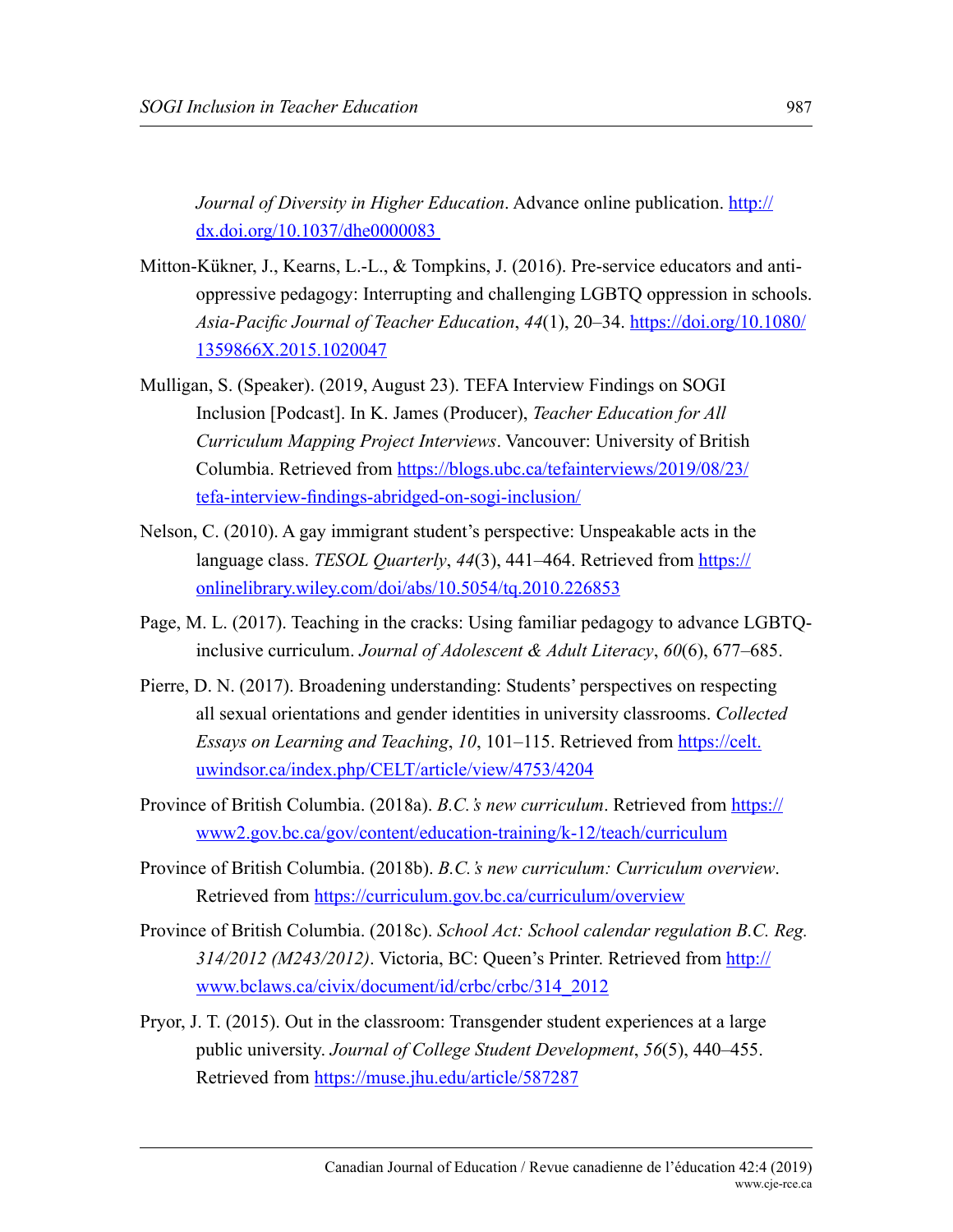*Journal of Diversity in Higher Education*. Advance online publication. http://dx.doi.org/10.1037/dhe0000083

Mitton-Kükner, J., Kearns, L.-L., & Tompkins, J. (2016). Pre-service educators and anti-oppressive pedagogy: Interrupting and challenging LGBTQ oppression in schools. *Asia-Pacific Journal of Teacher Education*, *44*(1), 20–34. https://doi.org/10.1080/1359866X.2015.1020047

Mulligan, S. (Speaker). (2019, August 23). TEFA Interview Findings on SOGI Inclusion [Podcast]. In K. James (Producer), *Teacher Education for All Curriculum Mapping Project Interviews*. Vancouver: University of British Columbia. Retrieved from https://blogs.ubc.ca/tefainterviews/2019/08/23/tefa-interview-findings-abridged-on-sogi-inclusion/

Nelson, C. (2010). A gay immigrant student's perspective: Unspeakable acts in the language class. *TESOL Quarterly*, *44*(3), 441–464. Retrieved from https://onlinelibrary.wiley.com/doi/abs/10.5054/tq.2010.226853

Page, M. L. (2017). Teaching in the cracks: Using familiar pedagogy to advance LGBTQ-inclusive curriculum. *Journal of Adolescent & Adult Literacy*, *60*(6), 677–685.

Pierre, D. N. (2017). Broadening understanding: Students' perspectives on respecting all sexual orientations and gender identities in university classrooms. *Collected Essays on Learning and Teaching*, *10*, 101–115. Retrieved from https://celt.uwindsor.ca/index.php/CELT/article/view/4753/4204

Province of British Columbia. (2018a). *B.C.'s new curriculum*. Retrieved from https://www2.gov.bc.ca/gov/content/education-training/k-12/teach/curriculum

Province of British Columbia. (2018b). *B.C.'s new curriculum: Curriculum overview*. Retrieved from https://curriculum.gov.bc.ca/curriculum/overview

Province of British Columbia. (2018c). *School Act: School calendar regulation B.C. Reg. 314/2012 (M243/2012)*. Victoria, BC: Queen's Printer. Retrieved from http://www.bclaws.ca/civix/document/id/crbc/crbc/314_2012

Pryor, J. T. (2015). Out in the classroom: Transgender student experiences at a large public university. *Journal of College Student Development*, *56*(5), 440–455. Retrieved from https://muse.jhu.edu/article/587287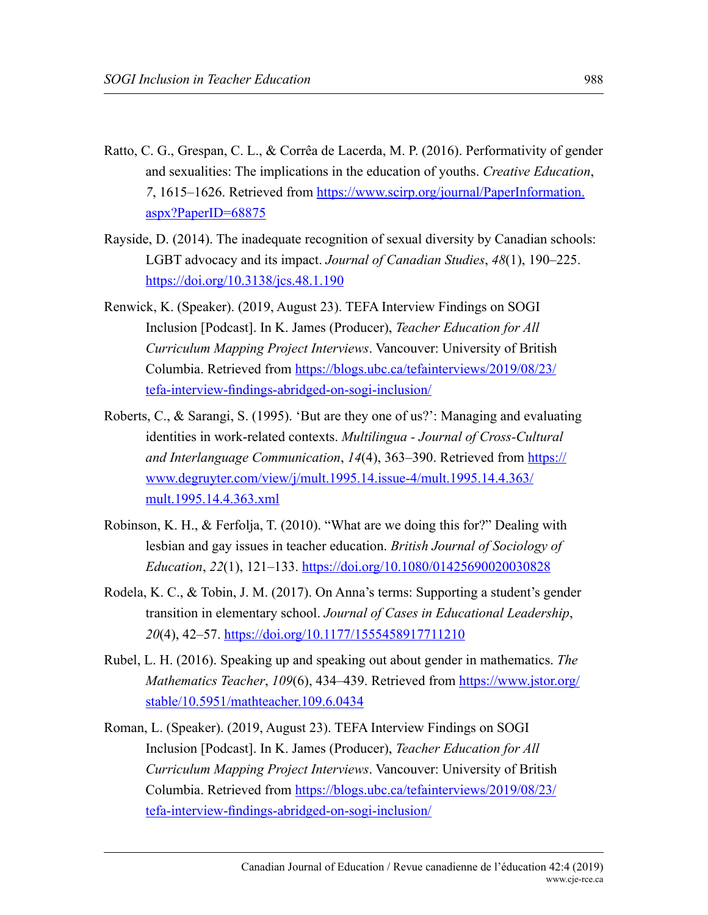Ratto, C. G., Grespan, C. L., & Corrêa de Lacerda, M. P. (2016). Performativity of gender and sexualities: The implications in the education of youths. *Creative Education*, *7*, 1615–1626. Retrieved from https://www.scirp.org/journal/PaperInformation.aspx?PaperID=68875

Rayside, D. (2014). The inadequate recognition of sexual diversity by Canadian schools: LGBT advocacy and its impact. *Journal of Canadian Studies*, *48*(1), 190–225. https://doi.org/10.3138/jcs.48.1.190

Renwick, K. (Speaker). (2019, August 23). TEFA Interview Findings on SOGI Inclusion [Podcast]. In K. James (Producer), *Teacher Education for All Curriculum Mapping Project Interviews*. Vancouver: University of British Columbia. Retrieved from https://blogs.ubc.ca/tefainterviews/2019/08/23/tefa-interview-findings-abridged-on-sogi-inclusion/

Roberts, C., & Sarangi, S. (1995). 'But are they one of us?': Managing and evaluating identities in work-related contexts. *Multilingua - Journal of Cross-Cultural and Interlanguage Communication*, *14*(4), 363–390. Retrieved from https://www.degruyter.com/view/j/mult.1995.14.issue-4/mult.1995.14.4.363/mult.1995.14.4.363.xml

Robinson, K. H., & Ferfolja, T. (2010). "What are we doing this for?" Dealing with lesbian and gay issues in teacher education. *British Journal of Sociology of Education*, *22*(1), 121–133. https://doi.org/10.1080/01425690020030828

Rodela, K. C., & Tobin, J. M. (2017). On Anna's terms: Supporting a student's gender transition in elementary school. *Journal of Cases in Educational Leadership*, *20*(4), 42–57. https://doi.org/10.1177/1555458917711210

Rubel, L. H. (2016). Speaking up and speaking out about gender in mathematics. *The Mathematics Teacher*, *109*(6), 434–439. Retrieved from https://www.jstor.org/stable/10.5951/mathteacher.109.6.0434

Roman, L. (Speaker). (2019, August 23). TEFA Interview Findings on SOGI Inclusion [Podcast]. In K. James (Producer), *Teacher Education for All Curriculum Mapping Project Interviews*. Vancouver: University of British Columbia. Retrieved from https://blogs.ubc.ca/tefainterviews/2019/08/23/tefa-interview-findings-abridged-on-sogi-inclusion/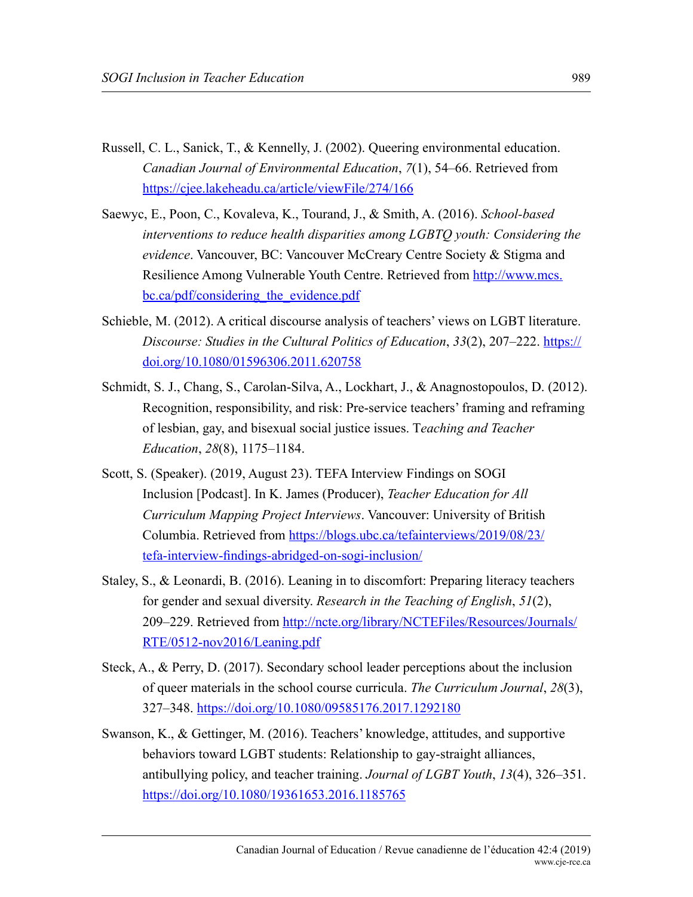Russell, C. L., Sanick, T., & Kennelly, J. (2002). Queering environmental education. *Canadian Journal of Environmental Education*, *7*(1), 54–66. Retrieved from https://cjee.lakeheadu.ca/article/viewFile/274/166

Saewyc, E., Poon, C., Kovaleva, K., Tourand, J., & Smith, A. (2016). *School-based interventions to reduce health disparities among LGBTQ youth: Considering the evidence*. Vancouver, BC: Vancouver McCreary Centre Society & Stigma and Resilience Among Vulnerable Youth Centre. Retrieved from http://www.mcs.bc.ca/pdf/considering_the_evidence.pdf

Schieble, M. (2012). A critical discourse analysis of teachers' views on LGBT literature. *Discourse: Studies in the Cultural Politics of Education*, *33*(2), 207–222. https://doi.org/10.1080/01596306.2011.620758

Schmidt, S. J., Chang, S., Carolan-Silva, A., Lockhart, J., & Anagnostopoulos, D. (2012). Recognition, responsibility, and risk: Pre-service teachers' framing and reframing of lesbian, gay, and bisexual social justice issues. T*eaching and Teacher Education*, *28*(8), 1175–1184.

Scott, S. (Speaker). (2019, August 23). TEFA Interview Findings on SOGI Inclusion [Podcast]. In K. James (Producer), *Teacher Education for All Curriculum Mapping Project Interviews*. Vancouver: University of British Columbia. Retrieved from https://blogs.ubc.ca/tefainterviews/2019/08/23/tefa-interview-findings-abridged-on-sogi-inclusion/

Staley, S., & Leonardi, B. (2016). Leaning in to discomfort: Preparing literacy teachers for gender and sexual diversity. *Research in the Teaching of English*, *51*(2), 209–229. Retrieved from http://ncte.org/library/NCTEFiles/Resources/Journals/RTE/0512-nov2016/Leaning.pdf

Steck, A., & Perry, D. (2017). Secondary school leader perceptions about the inclusion of queer materials in the school course curricula. *The Curriculum Journal*, *28*(3), 327–348. https://doi.org/10.1080/09585176.2017.1292180

Swanson, K., & Gettinger, M. (2016). Teachers' knowledge, attitudes, and supportive behaviors toward LGBT students: Relationship to gay-straight alliances, antibullying policy, and teacher training. *Journal of LGBT Youth*, *13*(4), 326–351. https://doi.org/10.1080/19361653.2016.1185765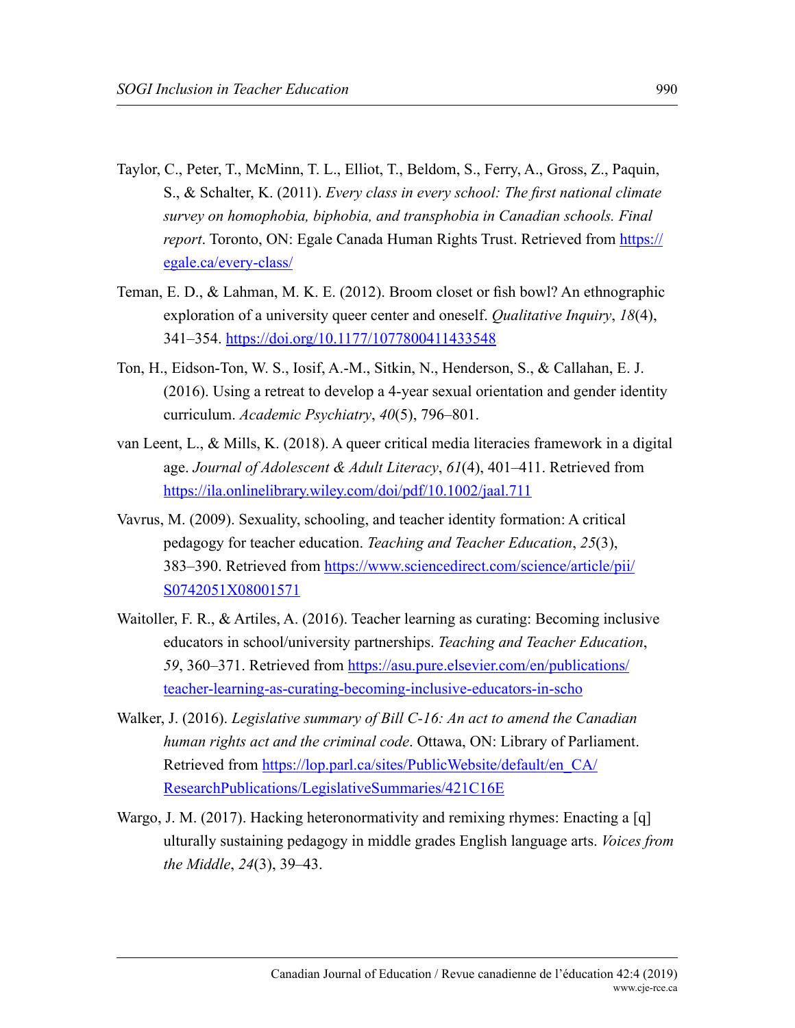Taylor, C., Peter, T., McMinn, T. L., Elliot, T., Beldom, S., Ferry, A., Gross, Z., Paquin, S., & Schalter, K. (2011). *Every class in every school: The first national climate survey on homophobia, biphobia, and transphobia in Canadian schools. Final report*. Toronto, ON: Egale Canada Human Rights Trust. Retrieved from https://egale.ca/every-class/

Teman, E. D., & Lahman, M. K. E. (2012). Broom closet or fish bowl? An ethnographic exploration of a university queer center and oneself. *Qualitative Inquiry*, *18*(4), 341–354. https://doi.org/10.1177/1077800411433548

Ton, H., Eidson-Ton, W. S., Iosif, A.-M., Sitkin, N., Henderson, S., & Callahan, E. J. (2016). Using a retreat to develop a 4-year sexual orientation and gender identity curriculum. *Academic Psychiatry*, *40*(5), 796–801.

van Leent, L., & Mills, K. (2018). A queer critical media literacies framework in a digital age. *Journal of Adolescent & Adult Literacy*, *61*(4), 401–411. Retrieved from https://ila.onlinelibrary.wiley.com/doi/pdf/10.1002/jaal.711

Vavrus, M. (2009). Sexuality, schooling, and teacher identity formation: A critical pedagogy for teacher education. *Teaching and Teacher Education*, *25*(3), 383–390. Retrieved from https://www.sciencedirect.com/science/article/pii/S0742051X08001571

Waitoller, F. R., & Artiles, A. (2016). Teacher learning as curating: Becoming inclusive educators in school/university partnerships. *Teaching and Teacher Education*, *59*, 360–371. Retrieved from https://asu.pure.elsevier.com/en/publications/teacher-learning-as-curating-becoming-inclusive-educators-in-scho

Walker, J. (2016). *Legislative summary of Bill C-16: An act to amend the Canadian human rights act and the criminal code*. Ottawa, ON: Library of Parliament. Retrieved from https://lop.parl.ca/sites/PublicWebsite/default/en_CA/ResearchPublications/LegislativeSummaries/421C16E

Wargo, J. M. (2017). Hacking heteronormativity and remixing rhymes: Enacting a [q]ulturally sustaining pedagogy in middle grades English language arts. *Voices from the Middle*, *24*(3), 39–43.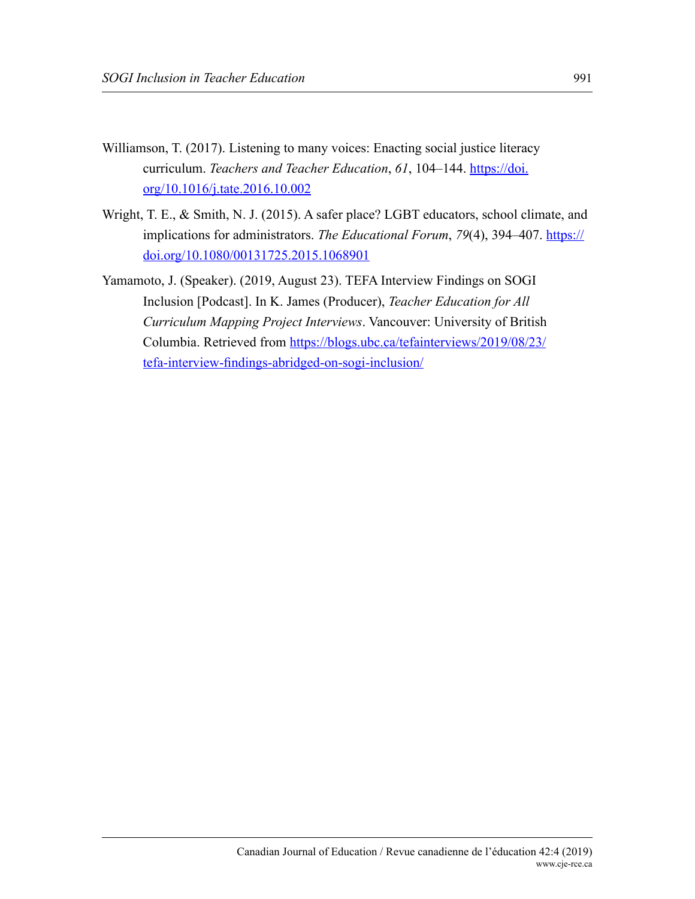Williamson, T. (2017). Listening to many voices: Enacting social justice literacy curriculum. *Teachers and Teacher Education*, *61*, 104–144. [https://doi.org/10.1016/j.tate.2016.10.002](https://doi.org/10.1016/j.tate.2016.10.002)

Wright, T. E., & Smith, N. J. (2015). A safer place? LGBT educators, school climate, and implications for administrators. *The Educational Forum*, *79*(4), 394–407. [https://doi.org/10.1080/00131725.2015.1068901](https://doi.org/10.1080/00131725.2015.1068901)

Yamamoto, J. (Speaker). (2019, August 23). TEFA Interview Findings on SOGI Inclusion [Podcast]. In K. James (Producer), *Teacher Education for All Curriculum Mapping Project Interviews*. Vancouver: University of British Columbia. Retrieved from [https://blogs.ubc.ca/tefainterviews/2019/08/23/tefa-interview-findings-abridged-on-sogi-inclusion/](https://blogs.ubc.ca/tefainterviews/2019/08/23/tefa-interview-findings-abridged-on-sogi-inclusion/)